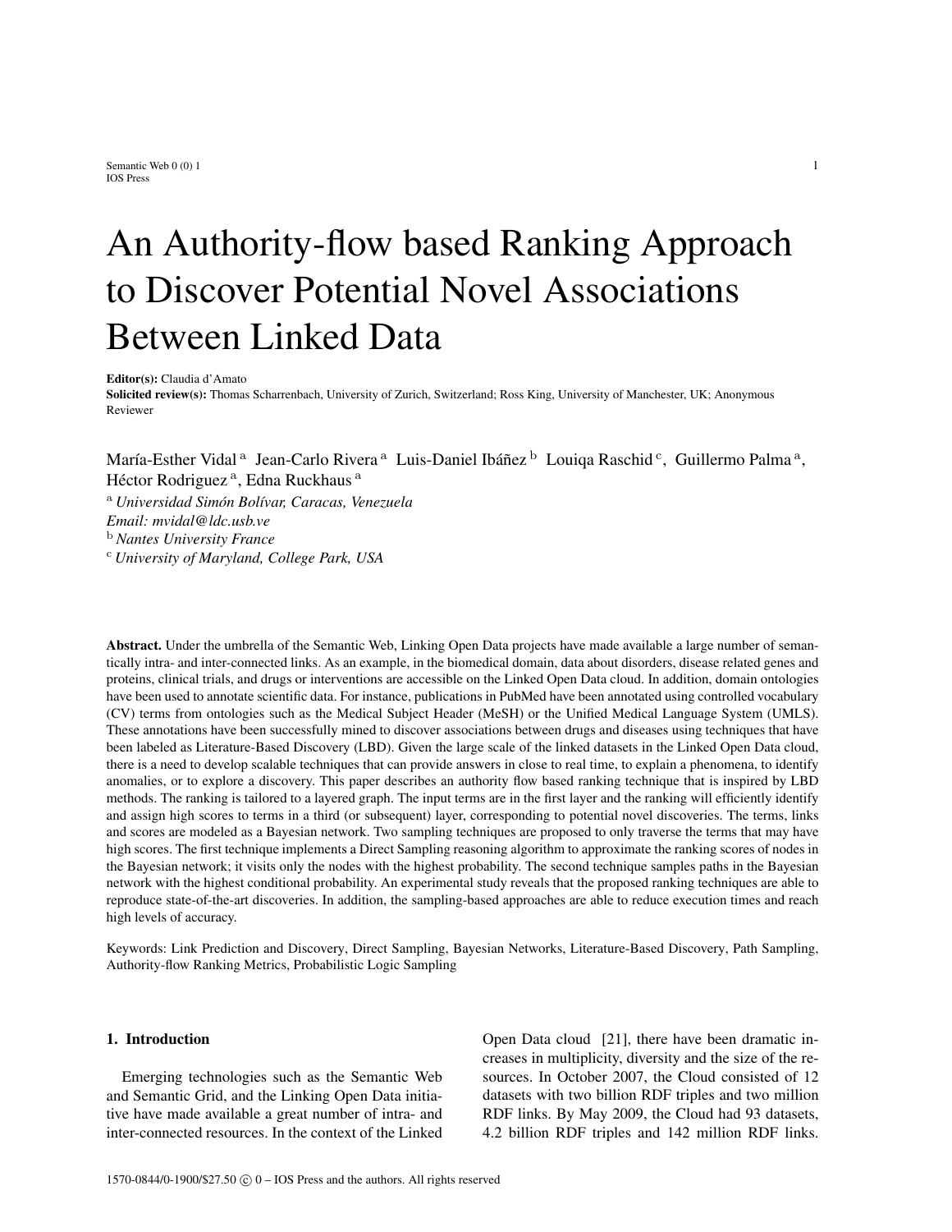# An Authority-flow based Ranking Approach to Discover Potential Novel Associations Between Linked Data

**Editor(s):** Claudia d'Amato
**Solicited review(s):** Thomas Scharrenbach, University of Zurich, Switzerland; Ross King, University of Manchester, UK; Anonymous Reviewer

María-Esther Vidal [a] Jean-Carlo Rivera [a] Luis-Daniel Ibáñez [b] Louiqa Raschid [c], Guillermo Palma [a], Héctor Rodriguez [a], Edna Ruckhaus [a]

[a] *Universidad Simón Bolívar, Caracas, Venezuela*
*Email: mvidal@ldc.usb.ve*
[b] *Nantes University France*
[c] *University of Maryland, College Park, USA*

**Abstract.** Under the umbrella of the Semantic Web, Linking Open Data projects have made available a large number of semantically intra- and inter-connected links. As an example, in the biomedical domain, data about disorders, disease related genes and proteins, clinical trials, and drugs or interventions are accessible on the Linked Open Data cloud. In addition, domain ontologies have been used to annotate scientific data. For instance, publications in PubMed have been annotated using controlled vocabulary (CV) terms from ontologies such as the Medical Subject Header (MeSH) or the Unified Medical Language System (UMLS). These annotations have been successfully mined to discover associations between drugs and diseases using techniques that have been labeled as Literature-Based Discovery (LBD). Given the large scale of the linked datasets in the Linked Open Data cloud, there is a need to develop scalable techniques that can provide answers in close to real time, to explain a phenomena, to identify anomalies, or to explore a discovery. This paper describes an authority flow based ranking technique that is inspired by LBD methods. The ranking is tailored to a layered graph. The input terms are in the first layer and the ranking will efficiently identify and assign high scores to terms in a third (or subsequent) layer, corresponding to potential novel discoveries. The terms, links and scores are modeled as a Bayesian network. Two sampling techniques are proposed to only traverse the terms that may have high scores. The first technique implements a Direct Sampling reasoning algorithm to approximate the ranking scores of nodes in the Bayesian network; it visits only the nodes with the highest probability. The second technique samples paths in the Bayesian network with the highest conditional probability. An experimental study reveals that the proposed ranking techniques are able to reproduce state-of-the-art discoveries. In addition, the sampling-based approaches are able to reduce execution times and reach high levels of accuracy.

Keywords: Link Prediction and Discovery, Direct Sampling, Bayesian Networks, Literature-Based Discovery, Path Sampling, Authority-flow Ranking Metrics, Probabilistic Logic Sampling

## 1. Introduction

Emerging technologies such as the Semantic Web and Semantic Grid, and the Linking Open Data initiative have made available a great number of intra- and inter-connected resources. In the context of the Linked Open Data cloud [21], there have been dramatic increases in multiplicity, diversity and the size of the resources. In October 2007, the Cloud consisted of 12 datasets with two billion RDF triples and two million RDF links. By May 2009, the Cloud had 93 datasets, 4.2 billion RDF triples and 142 million RDF links.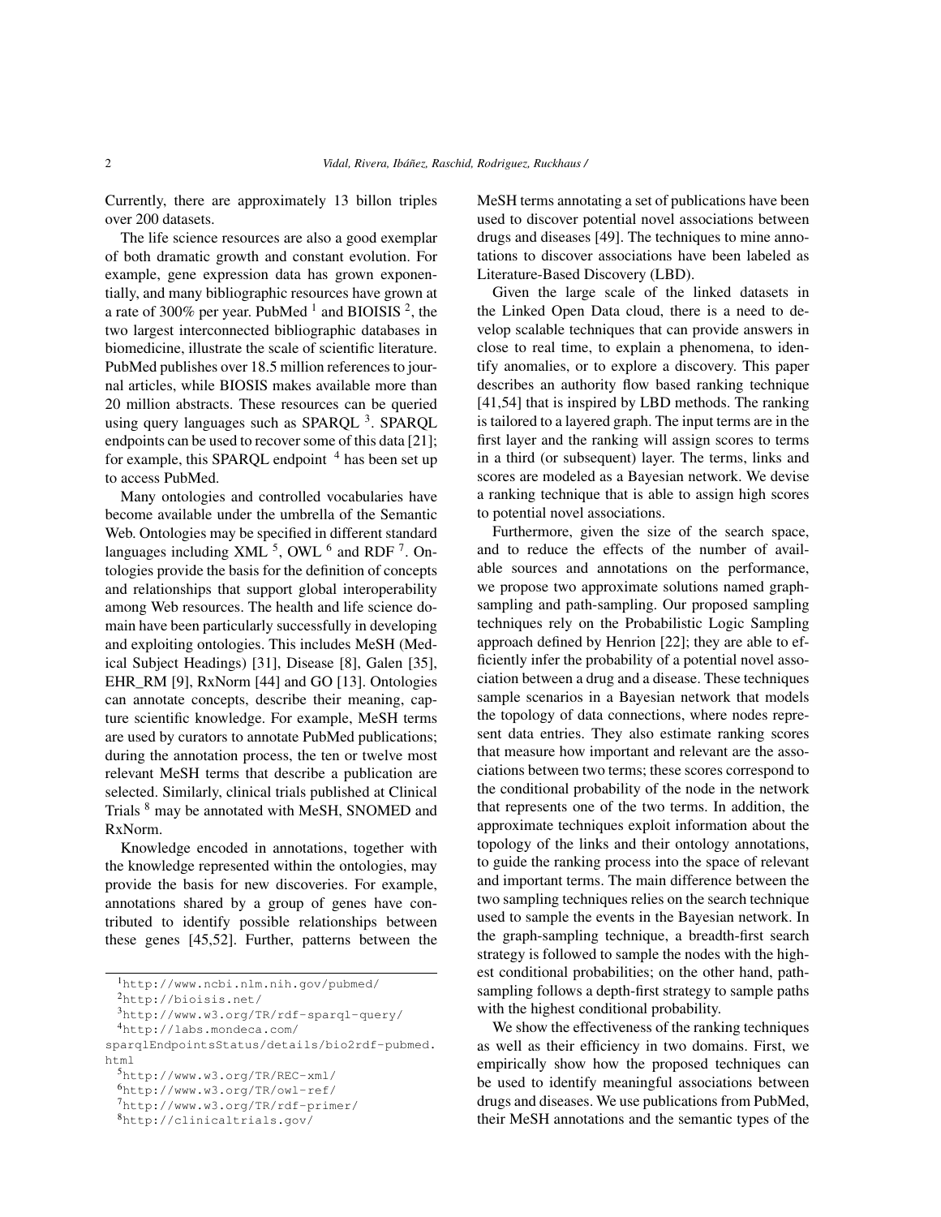Currently, there are approximately 13 billon triples over 200 datasets.

The life science resources are also a good exemplar of both dramatic growth and constant evolution. For example, gene expression data has grown exponentially, and many bibliographic resources have grown at a rate of 300% per year. PubMed [1] and BIOISIS [2], the two largest interconnected bibliographic databases in biomedicine, illustrate the scale of scientific literature. PubMed publishes over 18.5 million references to journal articles, while BIOSIS makes available more than 20 million abstracts. These resources can be queried using query languages such as SPARQL [3]. SPARQL endpoints can be used to recover some of this data [21]; for example, this SPARQL endpoint [4] has been set up to access PubMed.

Many ontologies and controlled vocabularies have become available under the umbrella of the Semantic Web. Ontologies may be specified in different standard languages including XML [5], OWL [6] and RDF [7]. Ontologies provide the basis for the definition of concepts and relationships that support global interoperability among Web resources. The health and life science domain have been particularly successfully in developing and exploiting ontologies. This includes MeSH (Medical Subject Headings) [31], Disease [8], Galen [35], EHR_RM [9], RxNorm [44] and GO [13]. Ontologies can annotate concepts, describe their meaning, capture scientific knowledge. For example, MeSH terms are used by curators to annotate PubMed publications; during the annotation process, the ten or twelve most relevant MeSH terms that describe a publication are selected. Similarly, clinical trials published at Clinical Trials [8] may be annotated with MeSH, SNOMED and RxNorm.

Knowledge encoded in annotations, together with the knowledge represented within the ontologies, may provide the basis for new discoveries. For example, annotations shared by a group of genes have contributed to identify possible relationships between these genes [45,52]. Further, patterns between the MeSH terms annotating a set of publications have been used to discover potential novel associations between drugs and diseases [49]. The techniques to mine annotations to discover associations have been labeled as Literature-Based Discovery (LBD).

Given the large scale of the linked datasets in the Linked Open Data cloud, there is a need to develop scalable techniques that can provide answers in close to real time, to explain a phenomena, to identify anomalies, or to explore a discovery. This paper describes an authority flow based ranking technique [41,54] that is inspired by LBD methods. The ranking is tailored to a layered graph. The input terms are in the first layer and the ranking will assign scores to terms in a third (or subsequent) layer. The terms, links and scores are modeled as a Bayesian network. We devise a ranking technique that is able to assign high scores to potential novel associations.

Furthermore, given the size of the search space, and to reduce the effects of the number of available sources and annotations on the performance, we propose two approximate solutions named graph-sampling and path-sampling. Our proposed sampling techniques rely on the Probabilistic Logic Sampling approach defined by Henrion [22]; they are able to efficiently infer the probability of a potential novel association between a drug and a disease. These techniques sample scenarios in a Bayesian network that models the topology of data connections, where nodes represent data entries. They also estimate ranking scores that measure how important and relevant are the associations between two terms; these scores correspond to the conditional probability of the node in the network that represents one of the two terms. In addition, the approximate techniques exploit information about the topology of the links and their ontology annotations, to guide the ranking process into the space of relevant and important terms. The main difference between the two sampling techniques relies on the search technique used to sample the events in the Bayesian network. In the graph-sampling technique, a breadth-first search strategy is followed to sample the nodes with the highest conditional probabilities; on the other hand, path-sampling follows a depth-first strategy to sample paths with the highest conditional probability.

We show the effectiveness of the ranking techniques as well as their efficiency in two domains. First, we empirically show how the proposed techniques can be used to identify meaningful associations between drugs and diseases. We use publications from PubMed, their MeSH annotations and the semantic types of the

[1] http://www.ncbi.nlm.nih.gov/pubmed/

[2] http://bioisis.net/

[3] http://www.w3.org/TR/rdf-sparql-query/

[4] http://labs.mondeca.com/sparqlEndpointsStatus/details/bio2rdf-pubmed.html

[5] http://www.w3.org/TR/REC-xml/

[6] http://www.w3.org/TR/owl-ref/

[7] http://www.w3.org/TR/rdf-primer/

[8] http://clinicaltrials.gov/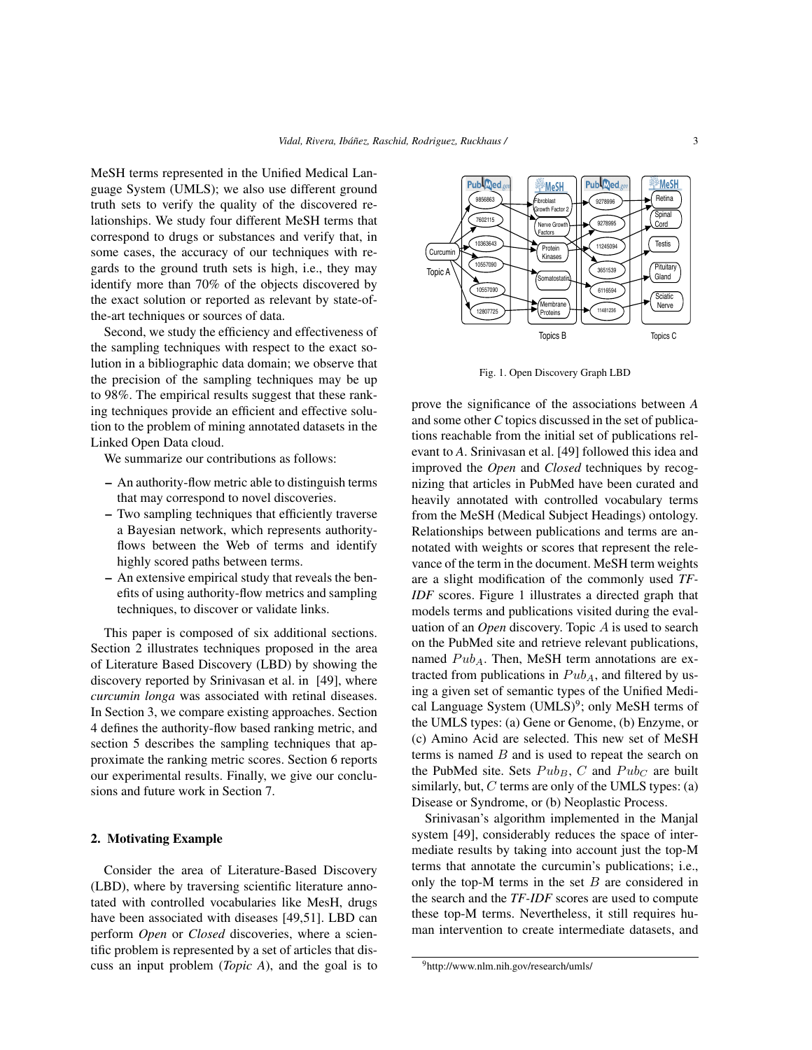MeSH terms represented in the Unified Medical Language System (UMLS); we also use different ground truth sets to verify the quality of the discovered relationships. We study four different MeSH terms that correspond to drugs or substances and verify that, in some cases, the accuracy of our techniques with regards to the ground truth sets is high, i.e., they may identify more than 70% of the objects discovered by the exact solution or reported as relevant by state-of-the-art techniques or sources of data.

Second, we study the efficiency and effectiveness of the sampling techniques with respect to the exact solution in a bibliographic data domain; we observe that the precision of the sampling techniques may be up to 98%. The empirical results suggest that these ranking techniques provide an efficient and effective solution to the problem of mining annotated datasets in the Linked Open Data cloud.

We summarize our contributions as follows:

- An authority-flow metric able to distinguish terms that may correspond to novel discoveries.
- Two sampling techniques that efficiently traverse a Bayesian network, which represents authority-flows between the Web of terms and identify highly scored paths between terms.
- An extensive empirical study that reveals the benefits of using authority-flow metrics and sampling techniques, to discover or validate links.

This paper is composed of six additional sections. Section 2 illustrates techniques proposed in the area of Literature Based Discovery (LBD) by showing the discovery reported by Srinivasan et al. in [49], where *curcumin longa* was associated with retinal diseases. In Section 3, we compare existing approaches. Section 4 defines the authority-flow based ranking metric, and section 5 describes the sampling techniques that approximate the ranking metric scores. Section 6 reports our experimental results. Finally, we give our conclusions and future work in Section 7.

## 2. Motivating Example

Consider the area of Literature-Based Discovery (LBD), where by traversing scientific literature annotated with controlled vocabularies like MesH, drugs have been associated with diseases [49,51]. LBD can perform *Open* or *Closed* discoveries, where a scientific problem is represented by a set of articles that discuss an input problem (*Topic A*), and the goal is to prove the significance of the associations between *A* and some other *C* topics discussed in the set of publications reachable from the initial set of publications relevant to *A*. Srinivasan et al. [49] followed this idea and improved the *Open* and *Closed* techniques by recognizing that articles in PubMed have been curated and heavily annotated with controlled vocabulary terms from the MeSH (Medical Subject Headings) ontology. Relationships between publications and terms are annotated with weights or scores that represent the relevance of the term in the document. MeSH term weights are a slight modification of the commonly used *TF-IDF* scores. Figure 1 illustrates a directed graph that models terms and publications visited during the evaluation of an *Open* discovery. Topic $A$ is used to search on the PubMed site and retrieve relevant publications, named $Pub_A$. Then, MeSH term annotations are extracted from publications in $Pub_A$, and filtered by using a given set of semantic types of the Unified Medical Language System (UMLS)[9]; only MeSH terms of the UMLS types: (a) Gene or Genome, (b) Enzyme, or (c) Amino Acid are selected. This new set of MeSH terms is named $B$ and is used to repeat the search on the PubMed site. Sets $Pub_B$, $C$ and $Pub_C$ are built similarly, but, $C$ terms are only of the UMLS types: (a) Disease or Syndrome, or (b) Neoplastic Process.

Fig. 1. Open Discovery Graph LBD

Srinivasan's algorithm implemented in the Manjal system [49], considerably reduces the space of intermediate results by taking into account just the top-M terms that annotate the curcumin's publications; i.e., only the top-M terms in the set $B$ are considered in the search and the *TF-IDF* scores are used to compute these top-M terms. Nevertheless, it still requires human intervention to create intermediate datasets, and

[9] http://www.nlm.nih.gov/research/umls/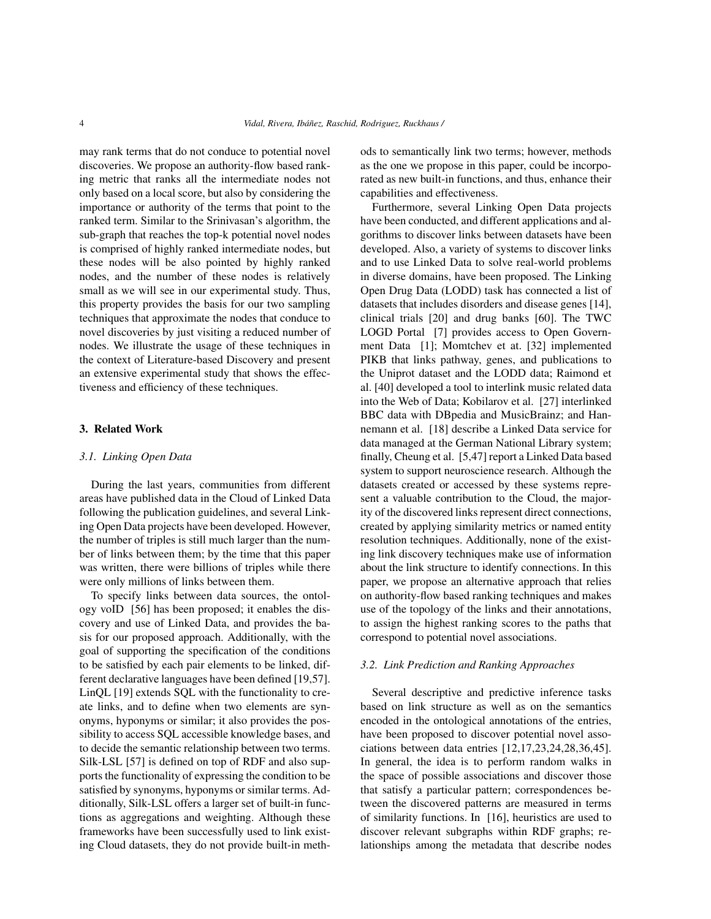may rank terms that do not conduce to potential novel discoveries. We propose an authority-flow based ranking metric that ranks all the intermediate nodes not only based on a local score, but also by considering the importance or authority of the terms that point to the ranked term. Similar to the Srinivasan's algorithm, the sub-graph that reaches the top-k potential novel nodes is comprised of highly ranked intermediate nodes, but these nodes will be also pointed by highly ranked nodes, and the number of these nodes is relatively small as we will see in our experimental study. Thus, this property provides the basis for our two sampling techniques that approximate the nodes that conduce to novel discoveries by just visiting a reduced number of nodes. We illustrate the usage of these techniques in the context of Literature-based Discovery and present an extensive experimental study that shows the effectiveness and efficiency of these techniques.

## 3. Related Work

### *3.1. Linking Open Data*

During the last years, communities from different areas have published data in the Cloud of Linked Data following the publication guidelines, and several Linking Open Data projects have been developed. However, the number of triples is still much larger than the number of links between them; by the time that this paper was written, there were billions of triples while there were only millions of links between them.

To specify links between data sources, the ontology voID [56] has been proposed; it enables the discovery and use of Linked Data, and provides the basis for our proposed approach. Additionally, with the goal of supporting the specification of the conditions to be satisfied by each pair elements to be linked, different declarative languages have been defined [19,57]. LinQL [19] extends SQL with the functionality to create links, and to define when two elements are synonyms, hyponyms or similar; it also provides the possibility to access SQL accessible knowledge bases, and to decide the semantic relationship between two terms. Silk-LSL [57] is defined on top of RDF and also supports the functionality of expressing the condition to be satisfied by synonyms, hyponyms or similar terms. Additionally, Silk-LSL offers a larger set of built-in functions as aggregations and weighting. Although these frameworks have been successfully used to link existing Cloud datasets, they do not provide built-in methods to semantically link two terms; however, methods as the one we propose in this paper, could be incorporated as new built-in functions, and thus, enhance their capabilities and effectiveness.

Furthermore, several Linking Open Data projects have been conducted, and different applications and algorithms to discover links between datasets have been developed. Also, a variety of systems to discover links and to use Linked Data to solve real-world problems in diverse domains, have been proposed. The Linking Open Drug Data (LODD) task has connected a list of datasets that includes disorders and disease genes [14], clinical trials [20] and drug banks [60]. The TWC LOGD Portal [7] provides access to Open Government Data [1]; Momtchev et at. [32] implemented PIKB that links pathway, genes, and publications to the Uniprot dataset and the LODD data; Raimond et al. [40] developed a tool to interlink music related data into the Web of Data; Kobilarov et al. [27] interlinked BBC data with DBpedia and MusicBrainz; and Hannemann et al. [18] describe a Linked Data service for data managed at the German National Library system; finally, Cheung et al. [5,47] report a Linked Data based system to support neuroscience research. Although the datasets created or accessed by these systems represent a valuable contribution to the Cloud, the majority of the discovered links represent direct connections, created by applying similarity metrics or named entity resolution techniques. Additionally, none of the existing link discovery techniques make use of information about the link structure to identify connections. In this paper, we propose an alternative approach that relies on authority-flow based ranking techniques and makes use of the topology of the links and their annotations, to assign the highest ranking scores to the paths that correspond to potential novel associations.

### *3.2. Link Prediction and Ranking Approaches*

Several descriptive and predictive inference tasks based on link structure as well as on the semantics encoded in the ontological annotations of the entries, have been proposed to discover potential novel associations between data entries [12,17,23,24,28,36,45]. In general, the idea is to perform random walks in the space of possible associations and discover those that satisfy a particular pattern; correspondences between the discovered patterns are measured in terms of similarity functions. In [16], heuristics are used to discover relevant subgraphs within RDF graphs; relationships among the metadata that describe nodes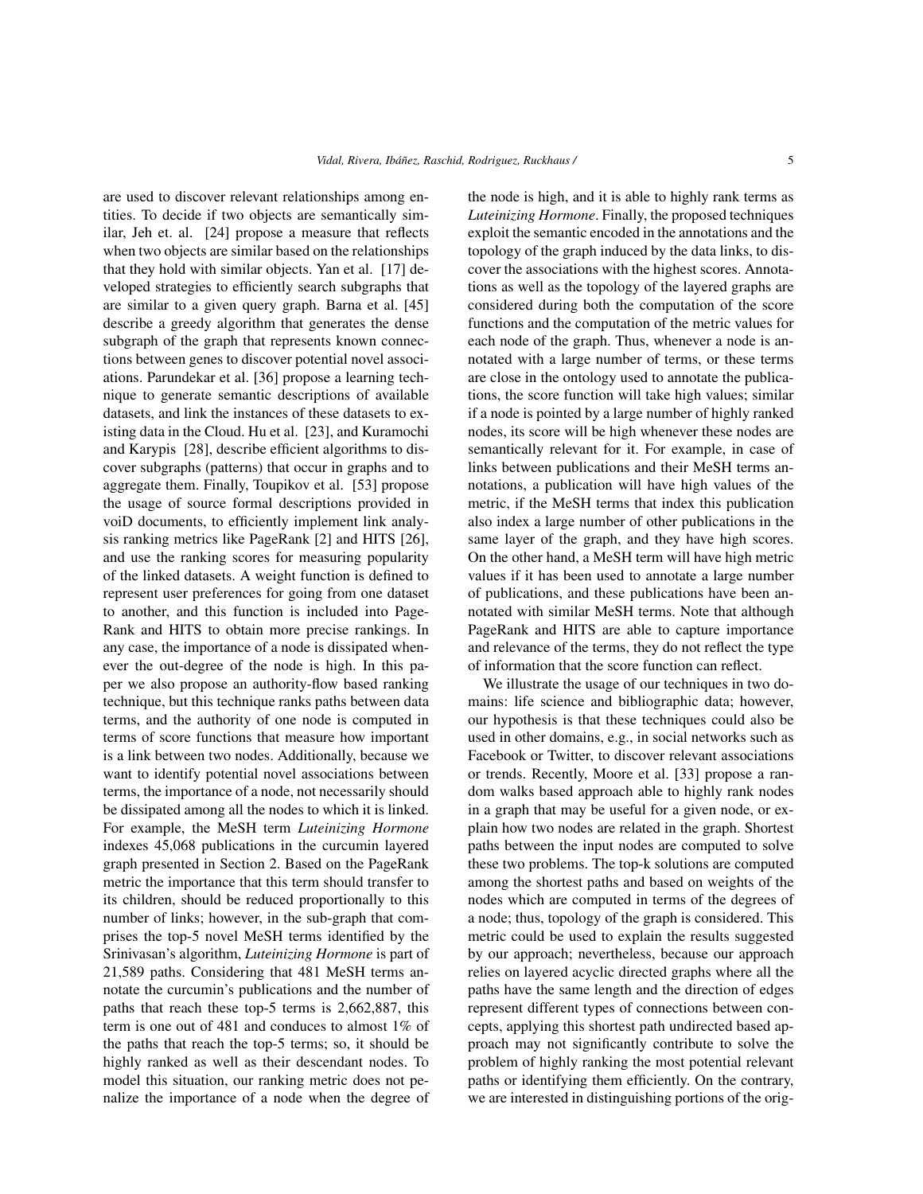are used to discover relevant relationships among entities. To decide if two objects are semantically similar, Jeh et. al. [24] propose a measure that reflects when two objects are similar based on the relationships that they hold with similar objects. Yan et al. [17] developed strategies to efficiently search subgraphs that are similar to a given query graph. Barna et al. [45] describe a greedy algorithm that generates the dense subgraph of the graph that represents known connections between genes to discover potential novel associations. Parundekar et al. [36] propose a learning technique to generate semantic descriptions of available datasets, and link the instances of these datasets to existing data in the Cloud. Hu et al. [23], and Kuramochi and Karypis [28], describe efficient algorithms to discover subgraphs (patterns) that occur in graphs and to aggregate them. Finally, Toupikov et al. [53] propose the usage of source formal descriptions provided in voiD documents, to efficiently implement link analysis ranking metrics like PageRank [2] and HITS [26], and use the ranking scores for measuring popularity of the linked datasets. A weight function is defined to represent user preferences for going from one dataset to another, and this function is included into PageRank and HITS to obtain more precise rankings. In any case, the importance of a node is dissipated whenever the out-degree of the node is high. In this paper we also propose an authority-flow based ranking technique, but this technique ranks paths between data terms, and the authority of one node is computed in terms of score functions that measure how important is a link between two nodes. Additionally, because we want to identify potential novel associations between terms, the importance of a node, not necessarily should be dissipated among all the nodes to which it is linked. For example, the MeSH term *Luteinizing Hormone* indexes 45,068 publications in the curcumin layered graph presented in Section 2. Based on the PageRank metric the importance that this term should transfer to its children, should be reduced proportionally to this number of links; however, in the sub-graph that comprises the top-5 novel MeSH terms identified by the Srinivasan's algorithm, *Luteinizing Hormone* is part of 21,589 paths. Considering that 481 MeSH terms annotate the curcumin's publications and the number of paths that reach these top-5 terms is 2,662,887, this term is one out of 481 and conduces to almost 1% of the paths that reach the top-5 terms; so, it should be highly ranked as well as their descendant nodes. To model this situation, our ranking metric does not penalize the importance of a node when the degree of the node is high, and it is able to highly rank terms as *Luteinizing Hormone*. Finally, the proposed techniques exploit the semantic encoded in the annotations and the topology of the graph induced by the data links, to discover the associations with the highest scores. Annotations as well as the topology of the layered graphs are considered during both the computation of the score functions and the computation of the metric values for each node of the graph. Thus, whenever a node is annotated with a large number of terms, or these terms are close in the ontology used to annotate the publications, the score function will take high values; similar if a node is pointed by a large number of highly ranked nodes, its score will be high whenever these nodes are semantically relevant for it. For example, in case of links between publications and their MeSH terms annotations, a publication will have high values of the metric, if the MeSH terms that index this publication also index a large number of other publications in the same layer of the graph, and they have high scores. On the other hand, a MeSH term will have high metric values if it has been used to annotate a large number of publications, and these publications have been annotated with similar MeSH terms. Note that although PageRank and HITS are able to capture importance and relevance of the terms, they do not reflect the type of information that the score function can reflect.

We illustrate the usage of our techniques in two domains: life science and bibliographic data; however, our hypothesis is that these techniques could also be used in other domains, e.g., in social networks such as Facebook or Twitter, to discover relevant associations or trends. Recently, Moore et al. [33] propose a random walks based approach able to highly rank nodes in a graph that may be useful for a given node, or explain how two nodes are related in the graph. Shortest paths between the input nodes are computed to solve these two problems. The top-k solutions are computed among the shortest paths and based on weights of the nodes which are computed in terms of the degrees of a node; thus, topology of the graph is considered. This metric could be used to explain the results suggested by our approach; nevertheless, because our approach relies on layered acyclic directed graphs where all the paths have the same length and the direction of edges represent different types of connections between concepts, applying this shortest path undirected based approach may not significantly contribute to solve the problem of highly ranking the most potential relevant paths or identifying them efficiently. On the contrary, we are interested in distinguishing portions of the orig-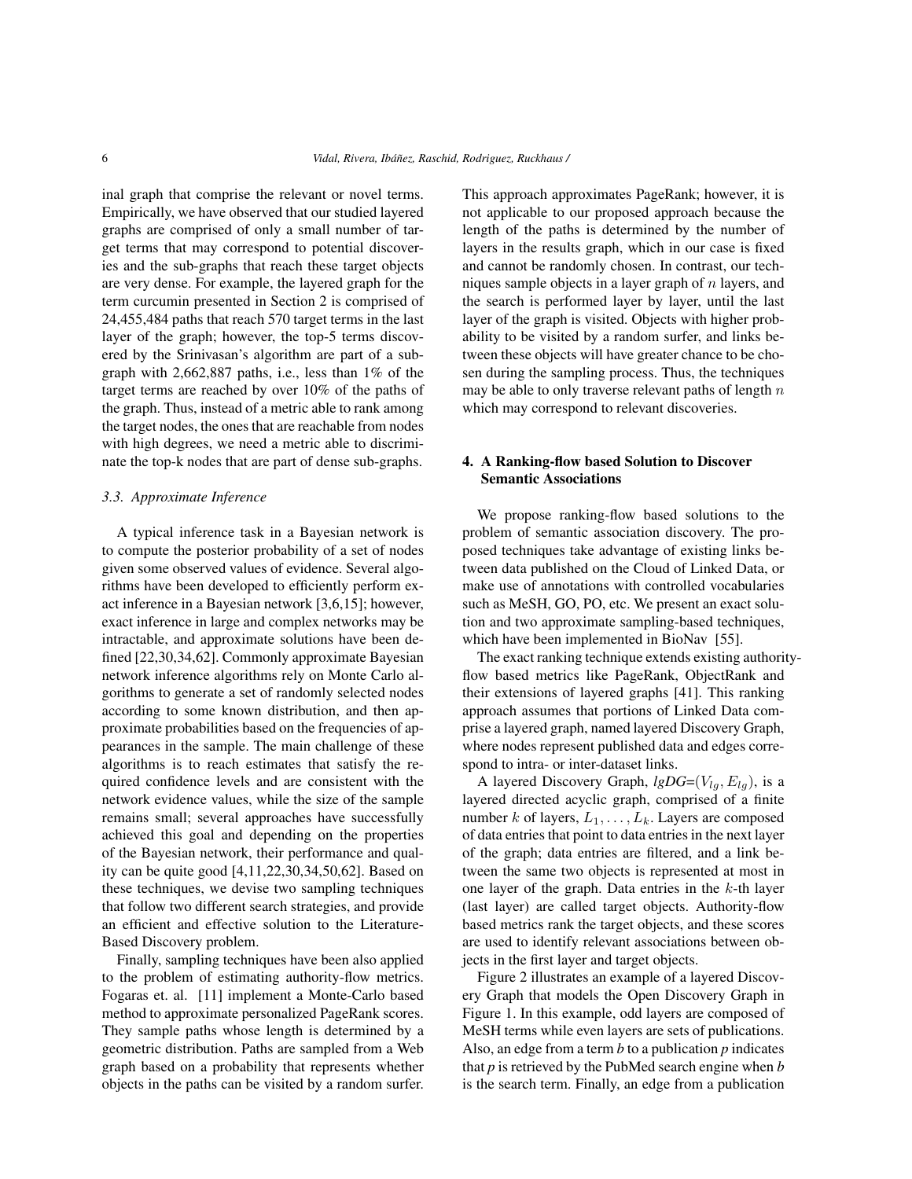inal graph that comprise the relevant or novel terms. Empirically, we have observed that our studied layered graphs are comprised of only a small number of target terms that may correspond to potential discoveries and the sub-graphs that reach these target objects are very dense. For example, the layered graph for the term curcumin presented in Section 2 is comprised of 24,455,484 paths that reach 570 target terms in the last layer of the graph; however, the top-5 terms discovered by the Srinivasan's algorithm are part of a subgraph with 2,662,887 paths, i.e., less than 1% of the target terms are reached by over 10% of the paths of the graph. Thus, instead of a metric able to rank among the target nodes, the ones that are reachable from nodes with high degrees, we need a metric able to discriminate the top-k nodes that are part of dense sub-graphs.

### 3.3. Approximate Inference

A typical inference task in a Bayesian network is to compute the posterior probability of a set of nodes given some observed values of evidence. Several algorithms have been developed to efficiently perform exact inference in a Bayesian network [3,6,15]; however, exact inference in large and complex networks may be intractable, and approximate solutions have been defined [22,30,34,62]. Commonly approximate Bayesian network inference algorithms rely on Monte Carlo algorithms to generate a set of randomly selected nodes according to some known distribution, and then approximate probabilities based on the frequencies of appearances in the sample. The main challenge of these algorithms is to reach estimates that satisfy the required confidence levels and are consistent with the network evidence values, while the size of the sample remains small; several approaches have successfully achieved this goal and depending on the properties of the Bayesian network, their performance and quality can be quite good [4,11,22,30,34,50,62]. Based on these techniques, we devise two sampling techniques that follow two different search strategies, and provide an efficient and effective solution to the Literature-Based Discovery problem.

Finally, sampling techniques have been also applied to the problem of estimating authority-flow metrics. Fogaras et. al. [11] implement a Monte-Carlo based method to approximate personalized PageRank scores. They sample paths whose length is determined by a geometric distribution. Paths are sampled from a Web graph based on a probability that represents whether objects in the paths can be visited by a random surfer. This approach approximates PageRank; however, it is not applicable to our proposed approach because the length of the paths is determined by the number of layers in the results graph, which in our case is fixed and cannot be randomly chosen. In contrast, our techniques sample objects in a layer graph of $n$ layers, and the search is performed layer by layer, until the last layer of the graph is visited. Objects with higher probability to be visited by a random surfer, and links between these objects will have greater chance to be chosen during the sampling process. Thus, the techniques may be able to only traverse relevant paths of length $n$ which may correspond to relevant discoveries.

## 4. A Ranking-flow based Solution to Discover Semantic Associations

We propose ranking-flow based solutions to the problem of semantic association discovery. The proposed techniques take advantage of existing links between data published on the Cloud of Linked Data, or make use of annotations with controlled vocabularies such as MeSH, GO, PO, etc. We present an exact solution and two approximate sampling-based techniques, which have been implemented in BioNav [55].

The exact ranking technique extends existing authority-flow based metrics like PageRank, ObjectRank and their extensions of layered graphs [41]. This ranking approach assumes that portions of Linked Data comprise a layered graph, named layered Discovery Graph, where nodes represent published data and edges correspond to intra- or inter-dataset links.

A layered Discovery Graph, *lgDG*=$(V_{lg}, E_{lg})$, is a layered directed acyclic graph, comprised of a finite number $k$ of layers, $L_1, \ldots, L_k$. Layers are composed of data entries that point to data entries in the next layer of the graph; data entries are filtered, and a link between the same two objects is represented at most in one layer of the graph. Data entries in the $k$-th layer (last layer) are called target objects. Authority-flow based metrics rank the target objects, and these scores are used to identify relevant associations between objects in the first layer and target objects.

Figure 2 illustrates an example of a layered Discovery Graph that models the Open Discovery Graph in Figure 1. In this example, odd layers are composed of MeSH terms while even layers are sets of publications. Also, an edge from a term *b* to a publication *p* indicates that *p* is retrieved by the PubMed search engine when *b* is the search term. Finally, an edge from a publication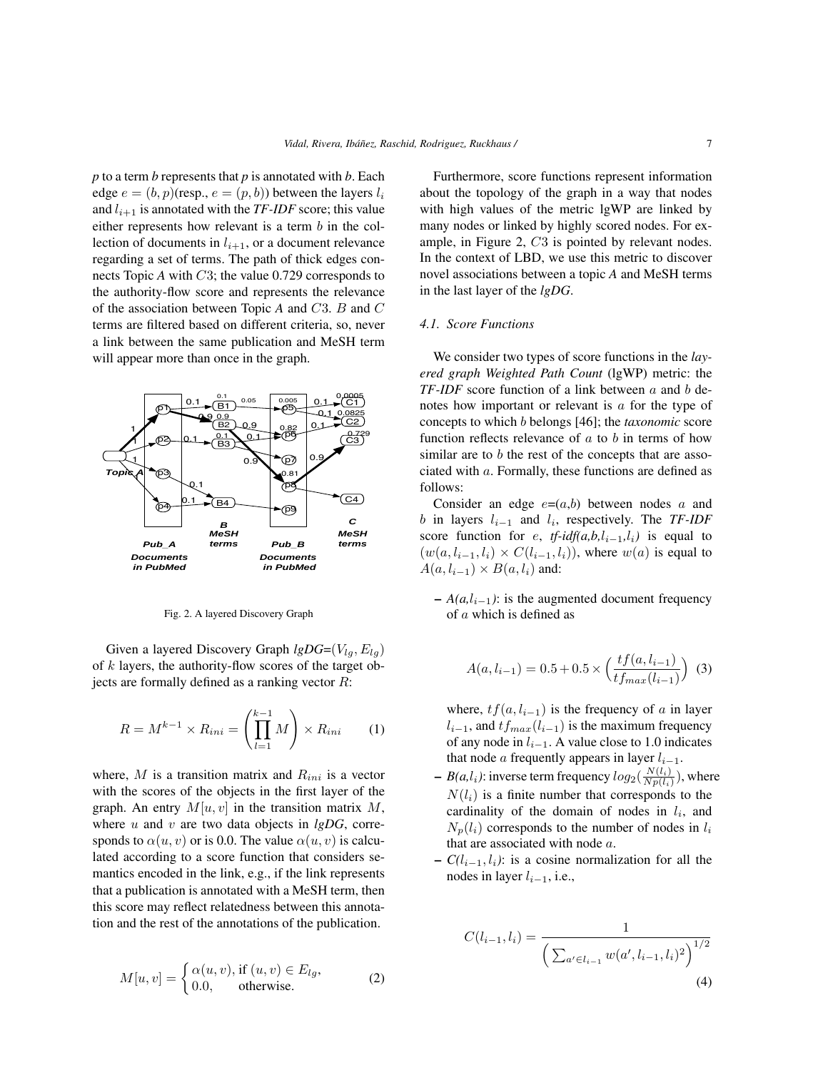*p* to a term *b* represents that *p* is annotated with *b*. Each edge $e = (b, p)$(resp., $e = (p, b)$) between the layers $l_i$ and $l_{i+1}$ is annotated with the *TF-IDF* score; this value either represents how relevant is a term $b$ in the collection of documents in $l_{i+1}$, or a document relevance regarding a set of terms. The path of thick edges connects Topic *A* with $C3$; the value 0.729 corresponds to the authority-flow score and represents the relevance of the association between Topic *A* and $C3$. $B$ and $C$ terms are filtered based on different criteria, so, never a link between the same publication and MeSH term will appear more than once in the graph.

Fig. 2. A layered Discovery Graph

Given a layered Discovery Graph *lgDG*=$(V_{lg}, E_{lg})$ of $k$ layers, the authority-flow scores of the target objects are formally defined as a ranking vector $R$:

$$R = M^{k-1} \times R_{ini} = \left( \prod_{l=1}^{k-1} M \right) \times R_{ini} \qquad (1)$$

where, $M$ is a transition matrix and $R_{ini}$ is a vector with the scores of the objects in the first layer of the graph. An entry $M[u, v]$ in the transition matrix $M$, where $u$ and $v$ are two data objects in *lgDG*, corresponds to $\alpha(u, v)$ or is 0.0. The value $\alpha(u, v)$ is calculated according to a score function that considers semantics encoded in the link, e.g., if the link represents that a publication is annotated with a MeSH term, then this score may reflect relatedness between this annotation and the rest of the annotations of the publication.

$$M[u, v] = \begin{cases} \alpha(u, v), \text{ if } (u, v) \in E_{lg}, \\ 0.0, \qquad \text{otherwise.} \end{cases} \qquad (2)$$

Furthermore, score functions represent information about the topology of the graph in a way that nodes with high values of the metric lgWP are linked by many nodes or linked by highly scored nodes. For example, in Figure 2, $C3$ is pointed by relevant nodes. In the context of LBD, we use this metric to discover novel associations between a topic *A* and MeSH terms in the last layer of the *lgDG*.

### 4.1. Score Functions

We consider two types of score functions in the *layered graph Weighted Path Count* (lgWP) metric: the *TF-IDF* score function of a link between $a$ and $b$ denotes how important or relevant is $a$ for the type of concepts to which $b$ belongs [46]; the *taxonomic* score function reflects relevance of $a$ to $b$ in terms of how similar are to $b$ the rest of the concepts that are associated with $a$. Formally, these functions are defined as follows:

Consider an edge $e$=($a$,$b$) between nodes $a$ and $b$ in layers $l_{i-1}$ and $l_i$, respectively. The *TF-IDF* score function for $e$, *tf-idf(a,b,*$l_{i-1}$,$l_i$*)* is equal to $(w(a, l_{i-1}, l_i) \times C(l_{i-1}, l_i))$, where $w(a)$ is equal to $A(a, l_{i-1}) \times B(a, l_i)$ and:

– *A(a,*$l_{i-1}$*)*: is the augmented document frequency of $a$ which is defined as

$$A(a, l_{i-1}) = 0.5 + 0.5 \times \left( \frac{tf(a, l_{i-1})}{tf_{max}(l_{i-1})} \right) \quad (3)$$

where, $tf(a, l_{i-1})$ is the frequency of $a$ in layer $l_{i-1}$, and $tf_{max}(l_{i-1})$ is the maximum frequency of any node in $l_{i-1}$. A value close to 1.0 indicates that node $a$ frequently appears in layer $l_{i-1}$.

– *B(a,*$l_i$*)*: inverse term frequency $log_2(\frac{N(l_i)}{Np(l_i)})$, where $N(l_i)$ is a finite number that corresponds to the cardinality of the domain of nodes in $l_i$, and $N_p(l_i)$ corresponds to the number of nodes in $l_i$ that are associated with node $a$.

– *C(*$l_{i-1}, l_i$*)*: is a cosine normalization for all the nodes in layer $l_{i-1}$, i.e.,

$$C(l_{i-1}, l_i) = \frac{1}{\left( \sum_{a' \in l_{i-1}} w(a', l_{i-1}, l_i)^2 \right)^{1/2}} \quad (4)$$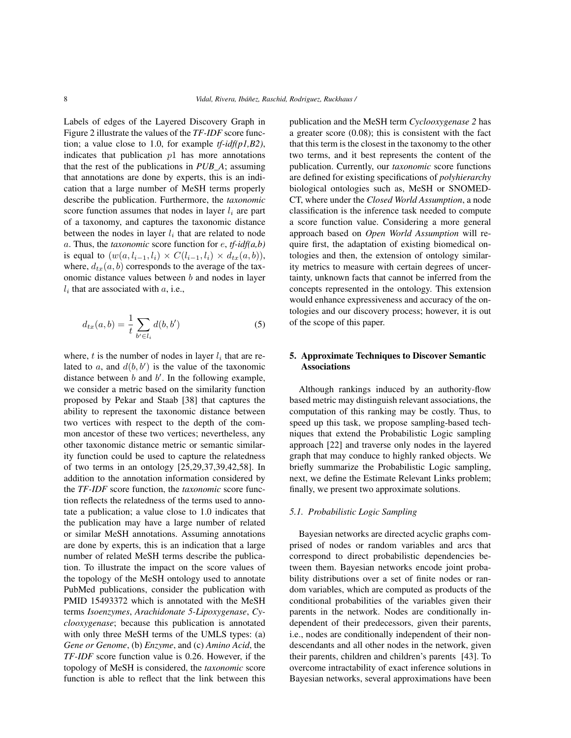Labels of edges of the Layered Discovery Graph in Figure 2 illustrate the values of the *TF-IDF* score function; a value close to 1.0, for example *tf-idf(p1,B2)*, indicates that publication $p1$ has more annotations that the rest of the publications in *PUB_A*; assuming that annotations are done by experts, this is an indication that a large number of MeSH terms properly describe the publication. Furthermore, the *taxonomic* score function assumes that nodes in layer $l_i$ are part of a taxonomy, and captures the taxonomic distance between the nodes in layer $l_i$ that are related to node $a$. Thus, the *taxonomic* score function for $e$, *tf-idf(a,b)* is equal to $(w(a, l_{i-1}, l_i) \times C(l_{i-1}, l_i) \times d_{tx}(a, b))$, where, $d_{tx}(a, b)$ corresponds to the average of the taxonomic distance values between $b$ and nodes in layer $l_i$ that are associated with $a$, i.e.,

$$d_{tx}(a, b) = \frac{1}{t} \sum_{b' \in l_i} d(b, b') \tag{5}$$

where, $t$ is the number of nodes in layer $l_i$ that are related to $a$, and $d(b, b')$ is the value of the taxonomic distance between $b$ and $b'$. In the following example, we consider a metric based on the similarity function proposed by Pekar and Staab [38] that captures the ability to represent the taxonomic distance between two vertices with respect to the depth of the common ancestor of these two vertices; nevertheless, any other taxonomic distance metric or semantic similarity function could be used to capture the relatedness of two terms in an ontology [25,29,37,39,42,58]. In addition to the annotation information considered by the *TF-IDF* score function, the *taxonomic* score function reflects the relatedness of the terms used to annotate a publication; a value close to 1.0 indicates that the publication may have a large number of related or similar MeSH annotations. Assuming annotations are done by experts, this is an indication that a large number of related MeSH terms describe the publication. To illustrate the impact on the score values of the topology of the MeSH ontology used to annotate PubMed publications, consider the publication with PMID 15493372 which is annotated with the MeSH terms *Isoenzymes*, *Arachidonate 5-Lipoxygenase*, *Cyclooxygenase*; because this publication is annotated with only three MeSH terms of the UMLS types: (a) *Gene or Genome*, (b) *Enzyme*, and (c) *Amino Acid*, the *TF-IDF* score function value is 0.26. However, if the topology of MeSH is considered, the *taxonomic* score function is able to reflect that the link between this publication and the MeSH term *Cyclooxygenase 2* has a greater score (0.08); this is consistent with the fact that this term is the closest in the taxonomy to the other two terms, and it best represents the content of the publication. Currently, our *taxonomic* score functions are defined for existing specifications of *polyhierarchy* biological ontologies such as, MeSH or SNOMED-CT, where under the *Closed World Assumption*, a node classification is the inference task needed to compute a score function value. Considering a more general approach based on *Open World Assumption* will require first, the adaptation of existing biomedical ontologies and then, the extension of ontology similarity metrics to measure with certain degrees of uncertainty, unknown facts that cannot be inferred from the concepts represented in the ontology. This extension would enhance expressiveness and accuracy of the ontologies and our discovery process; however, it is out of the scope of this paper.

## 5. Approximate Techniques to Discover Semantic Associations

Although rankings induced by an authority-flow based metric may distinguish relevant associations, the computation of this ranking may be costly. Thus, to speed up this task, we propose sampling-based techniques that extend the Probabilistic Logic sampling approach [22] and traverse only nodes in the layered graph that may conduce to highly ranked objects. We briefly summarize the Probabilistic Logic sampling, next, we define the Estimate Relevant Links problem; finally, we present two approximate solutions.

### *5.1. Probabilistic Logic Sampling*

Bayesian networks are directed acyclic graphs comprised of nodes or random variables and arcs that correspond to direct probabilistic dependencies between them. Bayesian networks encode joint probability distributions over a set of finite nodes or random variables, which are computed as products of the conditional probabilities of the variables given their parents in the network. Nodes are conditionally independent of their predecessors, given their parents, i.e., nodes are conditionally independent of their non-descendants and all other nodes in the network, given their parents, children and children's parents [43]. To overcome intractability of exact inference solutions in Bayesian networks, several approximations have been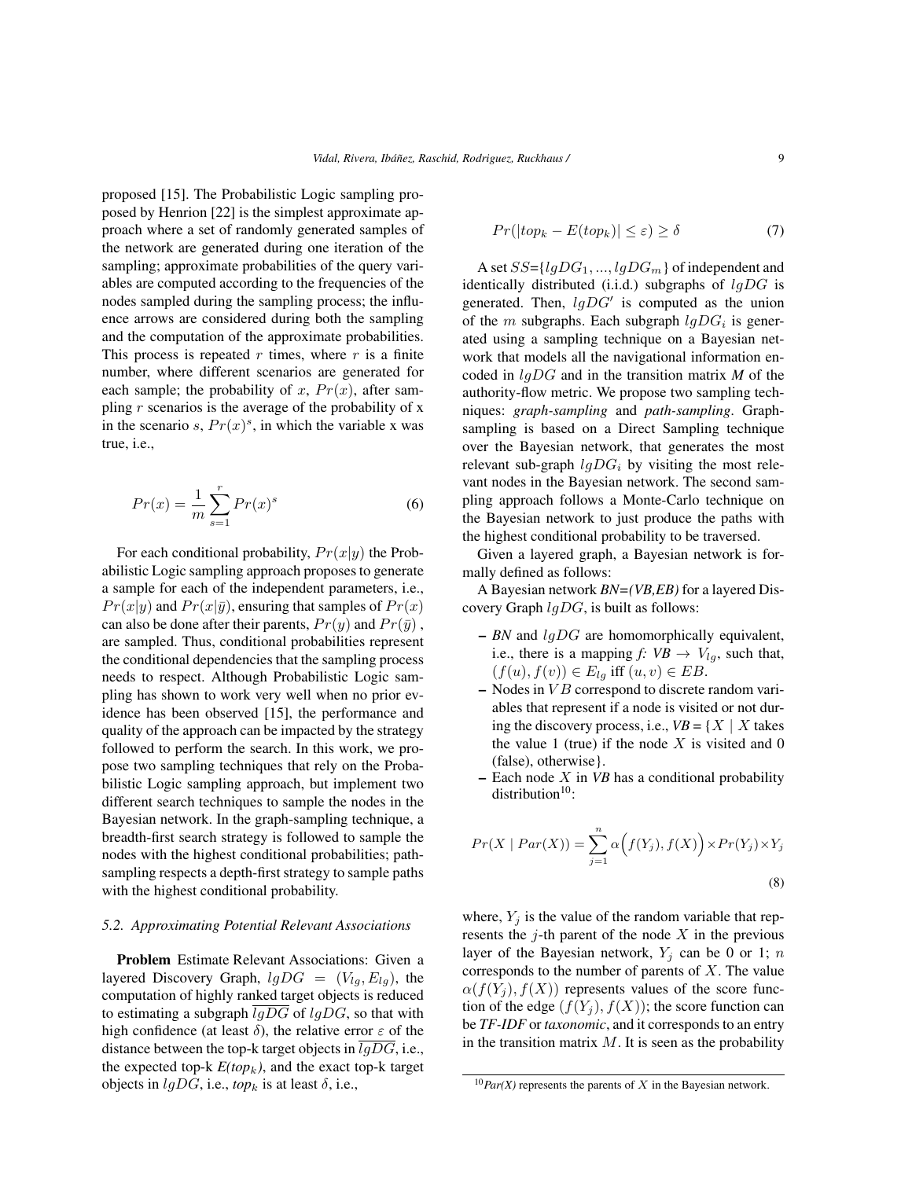proposed [15]. The Probabilistic Logic sampling proposed by Henrion [22] is the simplest approximate approach where a set of randomly generated samples of the network are generated during one iteration of the sampling; approximate probabilities of the query variables are computed according to the frequencies of the nodes sampled during the sampling process; the influence arrows are considered during both the sampling and the computation of the approximate probabilities. This process is repeated $r$ times, where $r$ is a finite number, where different scenarios are generated for each sample; the probability of $x$, $Pr(x)$, after sampling $r$ scenarios is the average of the probability of x in the scenario $s$, $Pr(x)^s$, in which the variable x was true, i.e.,

$$Pr(x) = \frac{1}{m} \sum_{s=1}^{r} Pr(x)^s \tag{6}$$

For each conditional probability, $Pr(x|y)$ the Probabilistic Logic sampling approach proposes to generate a sample for each of the independent parameters, i.e., $Pr(x|y)$ and $Pr(x|\bar{y})$, ensuring that samples of $Pr(x)$ can also be done after their parents, $Pr(y)$ and $Pr(\bar{y})$ , are sampled. Thus, conditional probabilities represent the conditional dependencies that the sampling process needs to respect. Although Probabilistic Logic sampling has shown to work very well when no prior evidence has been observed [15], the performance and quality of the approach can be impacted by the strategy followed to perform the search. In this work, we propose two sampling techniques that rely on the Probabilistic Logic sampling approach, but implement two different search techniques to sample the nodes in the Bayesian network. In the graph-sampling technique, a breadth-first search strategy is followed to sample the nodes with the highest conditional probabilities; path-sampling respects a depth-first strategy to sample paths with the highest conditional probability.

### 5.2. Approximating Potential Relevant Associations

**Problem** Estimate Relevant Associations: Given a layered Discovery Graph, $lgDG = (V_{lg}, E_{lg})$, the computation of highly ranked target objects is reduced to estimating a subgraph $\overline{lgDG}$ of $lgDG$, so that with high confidence (at least $\delta$), the relative error $\varepsilon$ of the distance between the top-k target objects in $\overline{lgDG}$, i.e., the expected top-k *E(top$_k$)*, and the exact top-k target objects in $lgDG$, i.e., *top$_k$* is at least $\delta$, i.e.,

$$Pr(|top_k - E(top_k)| \leq \varepsilon) \geq \delta \tag{7}$$

A set $SS$={$lgDG_1, ..., lgDG_m$} of independent and identically distributed (i.i.d.) subgraphs of $lgDG$ is generated. Then, $lgDG'$ is computed as the union of the $m$ subgraphs. Each subgraph $lgDG_i$ is generated using a sampling technique on a Bayesian network that models all the navigational information encoded in $lgDG$ and in the transition matrix ***M*** of the authority-flow metric. We propose two sampling techniques: ***graph-sampling*** and ***path-sampling***. Graph-sampling is based on a Direct Sampling technique over the Bayesian network, that generates the most relevant sub-graph $lgDG_i$ by visiting the most relevant nodes in the Bayesian network. The second sampling approach follows a Monte-Carlo technique on the Bayesian network to just produce the paths with the highest conditional probability to be traversed.

Given a layered graph, a Bayesian network is formally defined as follows:

A Bayesian network ***BN=(VB,EB)*** for a layered Discovery Graph $lgDG$, is built as follows:

- ***BN*** and $lgDG$ are homomorphically equivalent, i.e., there is a mapping *f:* ***VB*** $\rightarrow V_{lg}$, such that, $(f(u), f(v)) \in E_{lg}$ iff $(u, v) \in EB$.
- Nodes in $VB$ correspond to discrete random variables that represent if a node is visited or not during the discovery process, i.e., ***VB*** = {$X$ | $X$ takes the value 1 (true) if the node $X$ is visited and 0 (false), otherwise}.
- Each node $X$ in ***VB*** has a conditional probability distribution[10]:

$$Pr(X \mid Par(X)) = \sum_{j=1}^{n} \alpha\Big(f(Y_j), f(X)\Big) \times Pr(Y_j) \times Y_j \tag{8}$$

where, $Y_j$ is the value of the random variable that represents the $j$-th parent of the node $X$ in the previous layer of the Bayesian network, $Y_j$ can be 0 or 1; $n$ corresponds to the number of parents of $X$. The value $\alpha(f(Y_j), f(X))$ represents values of the score function of the edge $(f(Y_j), f(X))$; the score function can be ***TF-IDF*** or ***taxonomic***, and it corresponds to an entry in the transition matrix $M$. It is seen as the probability

[10] *Par(X)* represents the parents of $X$ in the Bayesian network.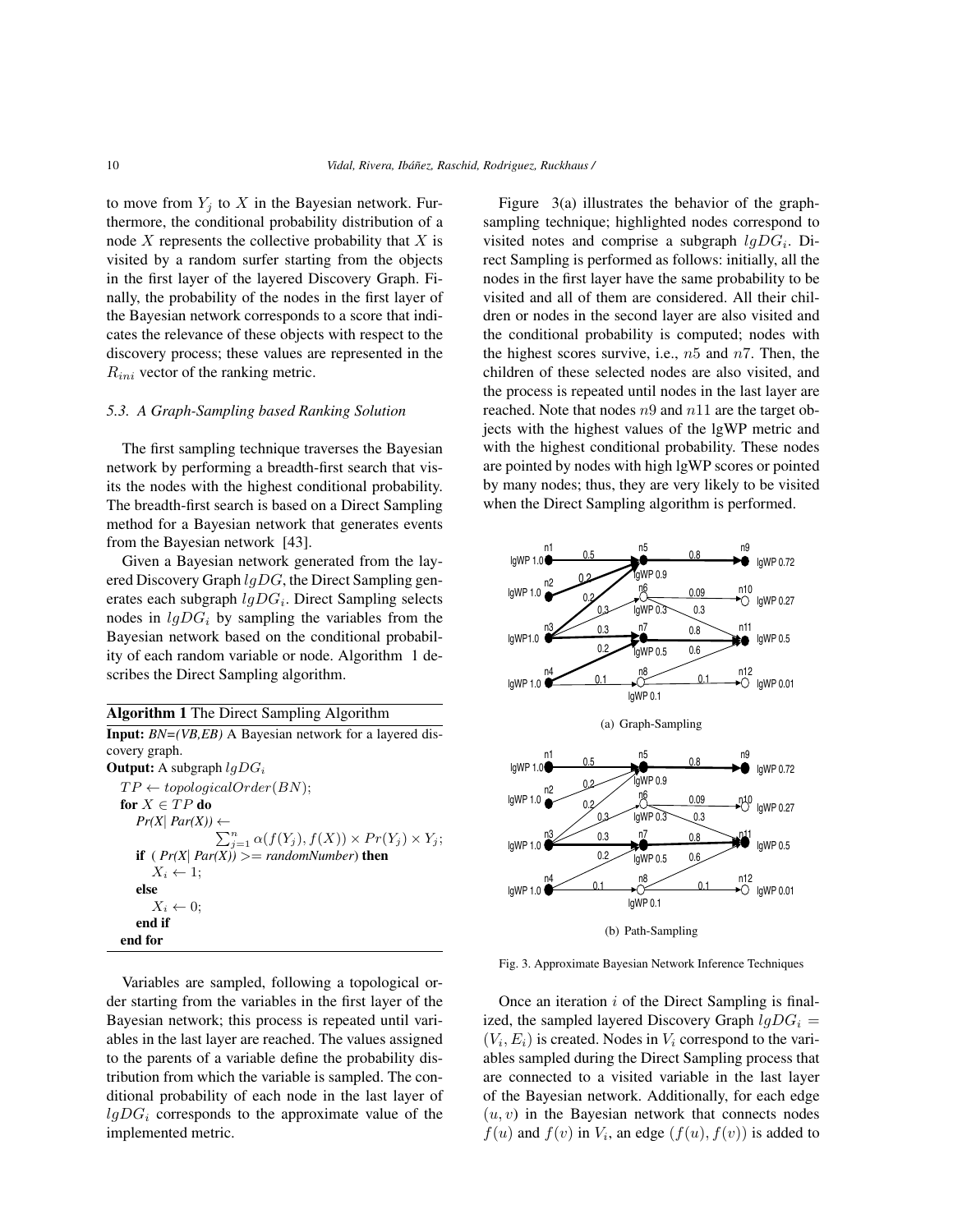to move from $Y_j$ to $X$ in the Bayesian network. Furthermore, the conditional probability distribution of a node $X$ represents the collective probability that $X$ is visited by a random surfer starting from the objects in the first layer of the layered Discovery Graph. Finally, the probability of the nodes in the first layer of the Bayesian network corresponds to a score that indicates the relevance of these objects with respect to the discovery process; these values are represented in the $R_{ini}$ vector of the ranking metric.

### 5.3. A Graph-Sampling based Ranking Solution

The first sampling technique traverses the Bayesian network by performing a breadth-first search that visits the nodes with the highest conditional probability. The breadth-first search is based on a Direct Sampling method for a Bayesian network that generates events from the Bayesian network [43].

Given a Bayesian network generated from the layered Discovery Graph $lgDG$, the Direct Sampling generates each subgraph $lgDG_i$. Direct Sampling selects nodes in $lgDG_i$ by sampling the variables from the Bayesian network based on the conditional probability of each random variable or node. Algorithm 1 describes the Direct Sampling algorithm.

**Algorithm 1** The Direct Sampling Algorithm

**Input:** *BN=(VB,EB)* A Bayesian network for a layered discovery graph.
**Output:** A subgraph $lgDG_i$

```
TP ← topologicalOrder(BN);
for X ∈ TP do
    Pr(X| Par(X)) ← Σ_{j=1}^{n} α(f(Y_j), f(X)) × Pr(Y_j) × Y_j;
    if ( Pr(X| Par(X)) >= randomNumber) then
        X_i ← 1;
    else
        X_i ← 0;
    end if
end for
```

Variables are sampled, following a topological order starting from the variables in the first layer of the Bayesian network; this process is repeated until variables in the last layer are reached. The values assigned to the parents of a variable define the probability distribution from which the variable is sampled. The conditional probability of each node in the last layer of $lgDG_i$ corresponds to the approximate value of the implemented metric.

Figure 3(a) illustrates the behavior of the graph-sampling technique; highlighted nodes correspond to visited notes and comprise a subgraph $lgDG_i$. Direct Sampling is performed as follows: initially, all the nodes in the first layer have the same probability to be visited and all of them are considered. All their children or nodes in the second layer are also visited and the conditional probability is computed; nodes with the highest scores survive, i.e., $n5$ and $n7$. Then, the children of these selected nodes are also visited, and the process is repeated until nodes in the last layer are reached. Note that nodes $n9$ and $n11$ are the target objects with the highest values of the lgWP metric and with the highest conditional probability. These nodes are pointed by nodes with high lgWP scores or pointed by many nodes; thus, they are very likely to be visited when the Direct Sampling algorithm is performed.

(a) Graph-Sampling

(b) Path-Sampling

Fig. 3. Approximate Bayesian Network Inference Techniques

Once an iteration $i$ of the Direct Sampling is finalized, the sampled layered Discovery Graph $lgDG_i = (V_i, E_i)$ is created. Nodes in $V_i$ correspond to the variables sampled during the Direct Sampling process that are connected to a visited variable in the last layer of the Bayesian network. Additionally, for each edge $(u, v)$ in the Bayesian network that connects nodes $f(u)$ and $f(v)$ in $V_i$, an edge $(f(u), f(v))$ is added to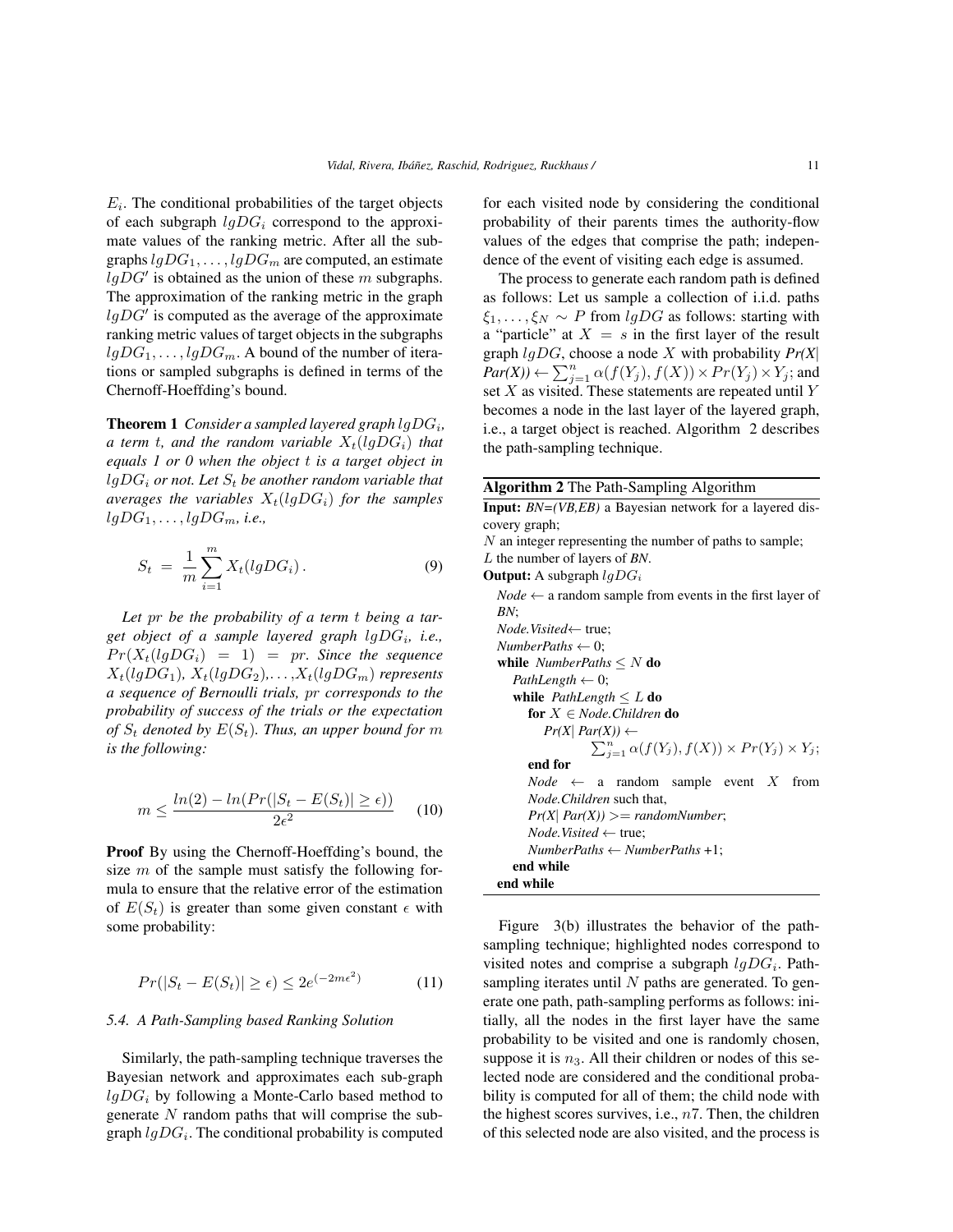$E_i$. The conditional probabilities of the target objects of each subgraph $lgDG_i$ correspond to the approximate values of the ranking metric. After all the subgraphs $lgDG_1, \ldots, lgDG_m$ are computed, an estimate $lgDG'$ is obtained as the union of these $m$ subgraphs. The approximation of the ranking metric in the graph $lgDG'$ is computed as the average of the approximate ranking metric values of target objects in the subgraphs $lgDG_1, \ldots, lgDG_m$. A bound of the number of iterations or sampled subgraphs is defined in terms of the Chernoff-Hoeffding's bound.

**Theorem 1** *Consider a sampled layered graph $lgDG_i$, a term $t$, and the random variable $X_t(lgDG_i)$ that equals 1 or 0 when the object $t$ is a target object in $lgDG_i$ or not. Let $S_t$ be another random variable that averages the variables $X_t(lgDG_i)$ for the samples $lgDG_1, \ldots, lgDG_m$, i.e.,*

$$S_t \;=\; \frac{1}{m}\sum_{i=1}^{m} X_t(lgDG_i)\,. \tag{9}$$

*Let $pr$ be the probability of a term $t$ being a target object of a sample layered graph $lgDG_i$, i.e., $Pr(X_t(lgDG_i) = 1) = pr$. Since the sequence $X_t(lgDG_1)$, $X_t(lgDG_2)$,…,$X_t(lgDG_m)$ represents a sequence of Bernoulli trials, $pr$ corresponds to the probability of success of the trials or the expectation of $S_t$ denoted by $E(S_t)$. Thus, an upper bound for $m$ is the following:*

$$m \leq \frac{ln(2) - ln(Pr(|S_t - E(S_t)| \geq \epsilon))}{2\epsilon^2} \tag{10}$$

**Proof** By using the Chernoff-Hoeffding's bound, the size $m$ of the sample must satisfy the following formula to ensure that the relative error of the estimation of $E(S_t)$ is greater than some given constant $\epsilon$ with some probability:

$$Pr(|S_t - E(S_t)| \geq \epsilon) \leq 2e^{(-2m\epsilon^2)} \tag{11}$$

### 5.4. A Path-Sampling based Ranking Solution

Similarly, the path-sampling technique traverses the Bayesian network and approximates each sub-graph $lgDG_i$ by following a Monte-Carlo based method to generate $N$ random paths that will comprise the subgraph $lgDG_i$. The conditional probability is computed for each visited node by considering the conditional probability of their parents times the authority-flow values of the edges that comprise the path; independence of the event of visiting each edge is assumed.

The process to generate each random path is defined as follows: Let us sample a collection of i.i.d. paths $\xi_1, \ldots, \xi_N \sim P$ from $lgDG$ as follows: starting with a "particle" at $X = s$ in the first layer of the result graph $lgDG$, choose a node $X$ with probability *Pr(X| Par(X))* $\leftarrow \sum_{j=1}^{n} \alpha(f(Y_j), f(X)) \times Pr(Y_j) \times Y_j$; and set $X$ as visited. These statements are repeated until $Y$ becomes a node in the last layer of the layered graph, i.e., a target object is reached. Algorithm 2 describes the path-sampling technique.

**Algorithm 2** The Path-Sampling Algorithm

**Input:** *BN=(VB,EB)* a Bayesian network for a layered discovery graph;
$N$ an integer representing the number of paths to sample;
$L$ the number of layers of *BN*.
**Output:** A subgraph $lgDG_i$

```
Node ← a random sample from events in the first layer of BN;
Node.Visited ← true;
NumberPaths ← 0;
while NumberPaths ≤ N do
    PathLength ← 0;
    while PathLength ≤ L do
        for X ∈ Node.Children do
            Pr(X| Par(X)) ← Σ_{j=1}^{n} α(f(Y_j), f(X)) × Pr(Y_j) × Y_j;
        end for
        Node ← a random sample event X from Node.Children such that,
            Pr(X| Par(X)) >= randomNumber;
        Node.Visited ← true;
        NumberPaths ← NumberPaths +1;
    end while
end while
```

Figure 3(b) illustrates the behavior of the path-sampling technique; highlighted nodes correspond to visited notes and comprise a subgraph $lgDG_i$. Path-sampling iterates until $N$ paths are generated. To generate one path, path-sampling performs as follows: initially, all the nodes in the first layer have the same probability to be visited and one is randomly chosen, suppose it is $n_3$. All their children or nodes of this selected node are considered and the conditional probability is computed for all of them; the child node with the highest scores survives, i.e., $n7$. Then, the children of this selected node are also visited, and the process is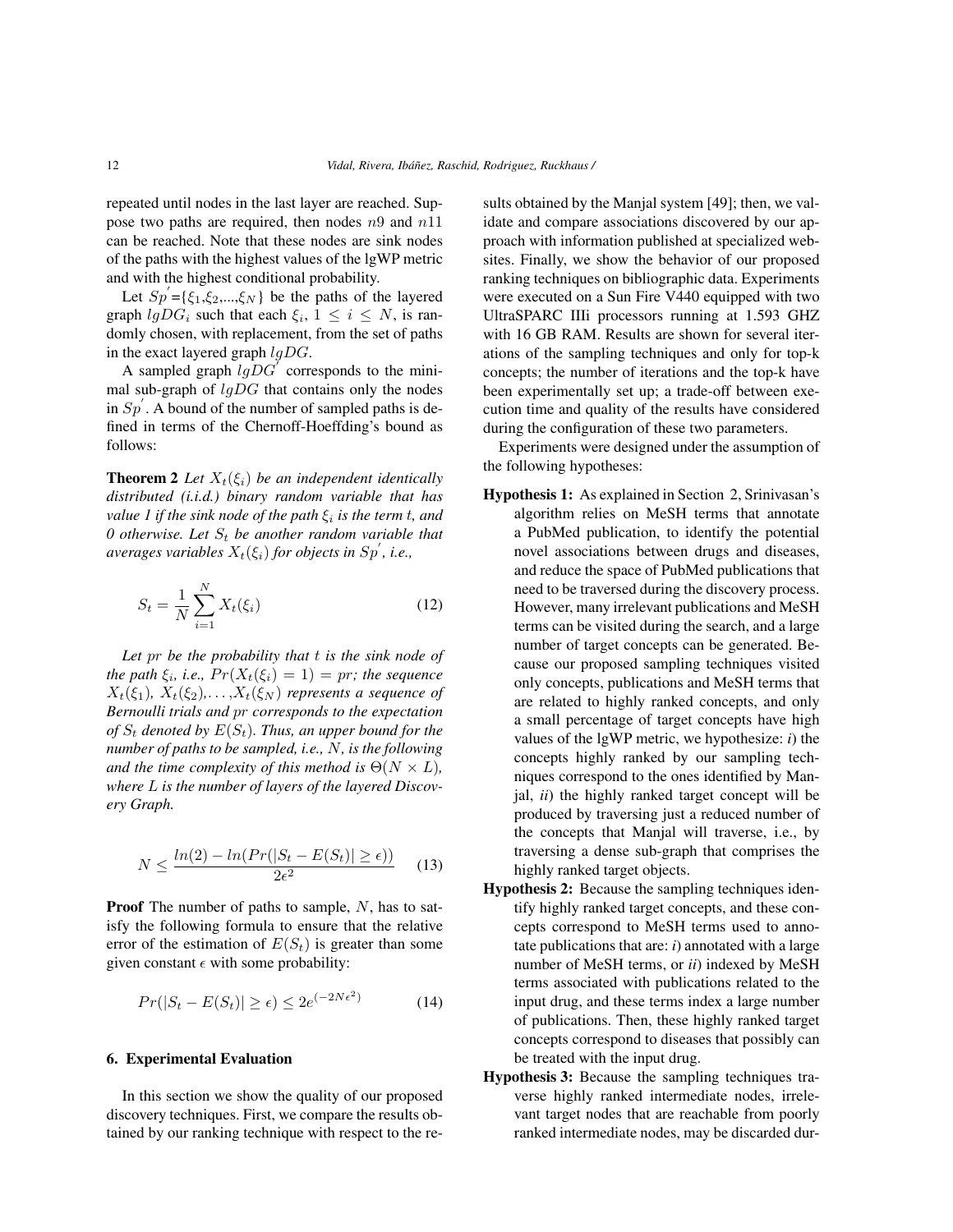repeated until nodes in the last layer are reached. Suppose two paths are required, then nodes $n9$ and $n11$ can be reached. Note that these nodes are sink nodes of the paths with the highest values of the lgWP metric and with the highest conditional probability.

Let $Sp^{'}$={$\xi_1$,$\xi_2$,...,$\xi_N$} be the paths of the layered graph $lgDG_i$ such that each $\xi_i$, $1 \leq i \leq N$, is randomly chosen, with replacement, from the set of paths in the exact layered graph $lgDG$.

A sampled graph $lgDG^{'}$ corresponds to the minimal sub-graph of $lgDG$ that contains only the nodes in $Sp^{'}$. A bound of the number of sampled paths is defined in terms of the Chernoff-Hoeffding's bound as follows:

**Theorem 2** *Let $X_t(\xi_i)$ be an independent identically distributed (i.i.d.) binary random variable that has value 1 if the sink node of the path $\xi_i$ is the term $t$, and 0 otherwise. Let $S_t$ be another random variable that averages variables $X_t(\xi_i)$ for objects in $Sp^{'}$, i.e.,*

$$S_t = \frac{1}{N}\sum_{i=1}^{N} X_t(\xi_i) \tag{12}$$

*Let $pr$ be the probability that $t$ is the sink node of the path $\xi_i$, i.e., $Pr(X_t(\xi_i) = 1) = pr$; the sequence $X_t(\xi_1)$, $X_t(\xi_2)$,...,$X_t(\xi_N)$ represents a sequence of Bernoulli trials and $pr$ corresponds to the expectation of $S_t$ denoted by $E(S_t)$. Thus, an upper bound for the number of paths to be sampled, i.e., $N$, is the following and the time complexity of this method is $\Theta(N \times L)$, where $L$ is the number of layers of the layered Discovery Graph.*

$$N \leq \frac{ln(2) - ln(Pr(|S_t - E(S_t)| \geq \epsilon))}{2\epsilon^2} \tag{13}$$

**Proof** The number of paths to sample, $N$, has to satisfy the following formula to ensure that the relative error of the estimation of $E(S_t)$ is greater than some given constant $\epsilon$ with some probability:

$$Pr(|S_t - E(S_t)| \geq \epsilon) \leq 2e^{(-2N\epsilon^2)} \tag{14}$$

## 6. Experimental Evaluation

In this section we show the quality of our proposed discovery techniques. First, we compare the results obtained by our ranking technique with respect to the results obtained by the Manjal system [49]; then, we validate and compare associations discovered by our approach with information published at specialized websites. Finally, we show the behavior of our proposed ranking techniques on bibliographic data. Experiments were executed on a Sun Fire V440 equipped with two UltraSPARC IIIi processors running at 1.593 GHZ with 16 GB RAM. Results are shown for several iterations of the sampling techniques and only for top-k concepts; the number of iterations and the top-k have been experimentally set up; a trade-off between execution time and quality of the results have considered during the configuration of these two parameters.

Experiments were designed under the assumption of the following hypotheses:

**Hypothesis 1:** As explained in Section 2, Srinivasan's algorithm relies on MeSH terms that annotate a PubMed publication, to identify the potential novel associations between drugs and diseases, and reduce the space of PubMed publications that need to be traversed during the discovery process. However, many irrelevant publications and MeSH terms can be visited during the search, and a large number of target concepts can be generated. Because our proposed sampling techniques visited only concepts, publications and MeSH terms that are related to highly ranked concepts, and only a small percentage of target concepts have high values of the lgWP metric, we hypothesize: *i*) the concepts highly ranked by our sampling techniques correspond to the ones identified by Manjal, *ii*) the highly ranked target concept will be produced by traversing just a reduced number of the concepts that Manjal will traverse, i.e., by traversing a dense sub-graph that comprises the highly ranked target objects.

**Hypothesis 2:** Because the sampling techniques identify highly ranked target concepts, and these concepts correspond to MeSH terms used to annotate publications that are: *i*) annotated with a large number of MeSH terms, or *ii*) indexed by MeSH terms associated with publications related to the input drug, and these terms index a large number of publications. Then, these highly ranked target concepts correspond to diseases that possibly can be treated with the input drug.

**Hypothesis 3:** Because the sampling techniques traverse highly ranked intermediate nodes, irrelevant target nodes that are reachable from poorly ranked intermediate nodes, may be discarded dur-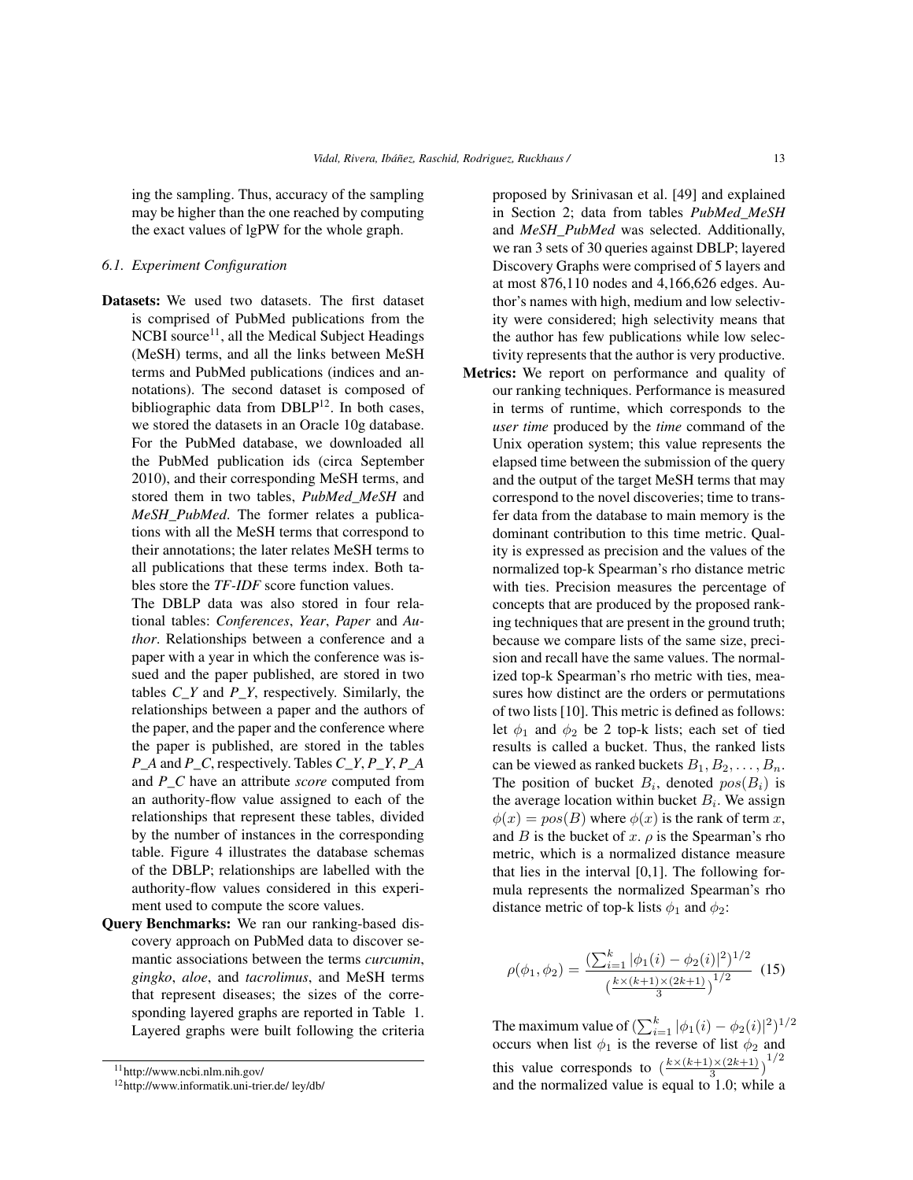ing the sampling. Thus, accuracy of the sampling may be higher than the one reached by computing the exact values of lgPW for the whole graph.

### 6.1. Experiment Configuration

**Datasets:** We used two datasets. The first dataset is comprised of PubMed publications from the NCBI source[11], all the Medical Subject Headings (MeSH) terms, and all the links between MeSH terms and PubMed publications (indices and annotations). The second dataset is composed of bibliographic data from DBLP[12]. In both cases, we stored the datasets in an Oracle 10g database. For the PubMed database, we downloaded all the PubMed publication ids (circa September 2010), and their corresponding MeSH terms, and stored them in two tables, *PubMed_MeSH* and *MeSH_PubMed*. The former relates a publications with all the MeSH terms that correspond to their annotations; the later relates MeSH terms to all publications that these terms index. Both tables store the *TF-IDF* score function values.

The DBLP data was also stored in four relational tables: *Conferences*, *Year*, *Paper* and *Author*. Relationships between a conference and a paper with a year in which the conference was issued and the paper published, are stored in two tables *C_Y* and *P_Y*, respectively. Similarly, the relationships between a paper and the authors of the paper, and the paper and the conference where the paper is published, are stored in the tables *P_A* and *P_C*, respectively. Tables *C_Y*, *P_Y*, *P_A* and *P_C* have an attribute *score* computed from an authority-flow value assigned to each of the relationships that represent these tables, divided by the number of instances in the corresponding table. Figure 4 illustrates the database schemas of the DBLP; relationships are labelled with the authority-flow values considered in this experiment used to compute the score values.

**Query Benchmarks:** We ran our ranking-based discovery approach on PubMed data to discover semantic associations between the terms *curcumin*, *gingko*, *aloe*, and *tacrolimus*, and MeSH terms that represent diseases; the sizes of the corresponding layered graphs are reported in Table 1. Layered graphs were built following the criteria proposed by Srinivasan et al. [49] and explained in Section 2; data from tables *PubMed_MeSH* and *MeSH_PubMed* was selected. Additionally, we ran 3 sets of 30 queries against DBLP; layered Discovery Graphs were comprised of 5 layers and at most 876,110 nodes and 4,166,626 edges. Author's names with high, medium and low selectivity were considered; high selectivity means that the author has few publications while low selectivity represents that the author is very productive.

**Metrics:** We report on performance and quality of our ranking techniques. Performance is measured in terms of runtime, which corresponds to the *user time* produced by the *time* command of the Unix operation system; this value represents the elapsed time between the submission of the query and the output of the target MeSH terms that may correspond to the novel discoveries; time to transfer data from the database to main memory is the dominant contribution to this time metric. Quality is expressed as precision and the values of the normalized top-k Spearman's rho distance metric with ties. Precision measures the percentage of concepts that are produced by the proposed ranking techniques that are present in the ground truth; because we compare lists of the same size, precision and recall have the same values. The normalized top-k Spearman's rho metric with ties, measures how distinct are the orders or permutations of two lists [10]. This metric is defined as follows: let $\phi_1$ and $\phi_2$ be 2 top-k lists; each set of tied results is called a bucket. Thus, the ranked lists can be viewed as ranked buckets $B_1, B_2, \ldots, B_n$. The position of bucket $B_i$, denoted $pos(B_i)$ is the average location within bucket $B_i$. We assign $\phi(x) = pos(B)$ where $\phi(x)$ is the rank of term $x$, and $B$ is the bucket of $x$. $\rho$ is the Spearman's rho metric, which is a normalized distance measure that lies in the interval [0,1]. The following formula represents the normalized Spearman's rho distance metric of top-k lists $\phi_1$ and $\phi_2$:

$$\rho(\phi_1, \phi_2) = \frac{(\sum_{i=1}^{k} |\phi_1(i) - \phi_2(i)|^2)^{1/2}}{(\frac{k \times (k+1) \times (2k+1)}{3})^{1/2}} \quad (15)$$

The maximum value of $(\sum_{i=1}^{k} |\phi_1(i) - \phi_2(i)|^2)^{1/2}$ occurs when list $\phi_1$ is the reverse of list $\phi_2$ and this value corresponds to $(\frac{k \times (k+1) \times (2k+1)}{3})^{1/2}$ and the normalized value is equal to 1.0; while a

[11] http://www.ncbi.nlm.nih.gov/

[12] http://www.informatik.uni-trier.de/ ley/db/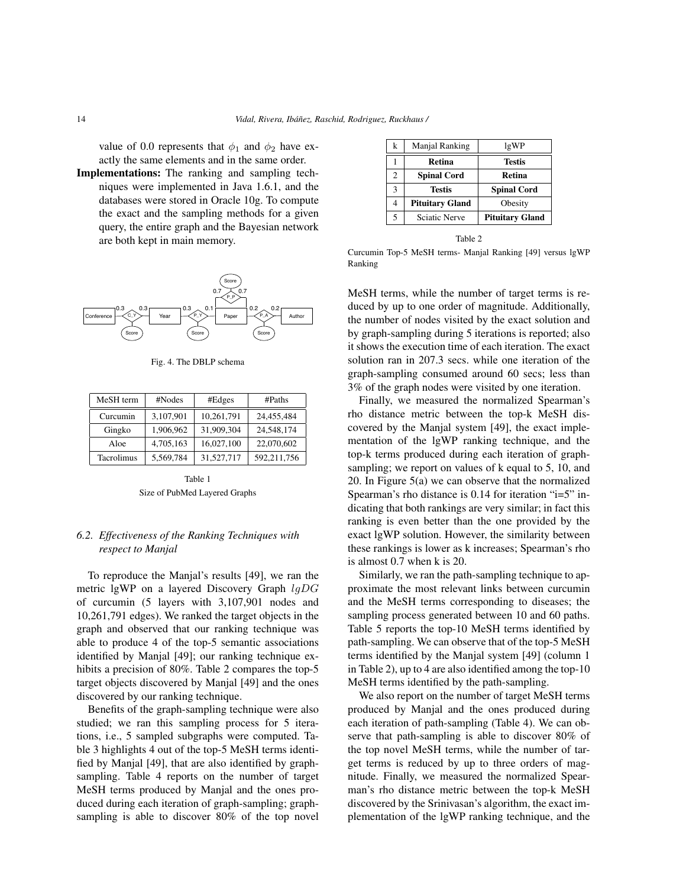value of 0.0 represents that $\phi_1$ and $\phi_2$ have exactly the same elements and in the same order.

**Implementations:** The ranking and sampling techniques were implemented in Java 1.6.1, and the databases were stored in Oracle 10g. To compute the exact and the sampling methods for a given query, the entire graph and the Bayesian network are both kept in main memory.

Fig. 4. The DBLP schema

| MeSH term | #Nodes | #Edges | #Paths |
|---|---|---|---|
| Curcumin | 3,107,901 | 10,261,791 | 24,455,484 |
| Gingko | 1,906,962 | 31,909,304 | 24,548,174 |
| Aloe | 4,705,163 | 16,027,100 | 22,070,602 |
| Tacrolimus | 5,569,784 | 31,527,717 | 592,211,756 |

Table 1
Size of PubMed Layered Graphs

### 6.2. *Effectiveness of the Ranking Techniques with respect to Manjal*

To reproduce the Manjal's results [49], we ran the metric lgWP on a layered Discovery Graph $lgDG$ of curcumin (5 layers with 3,107,901 nodes and 10,261,791 edges). We ranked the target objects in the graph and observed that our ranking technique was able to produce 4 of the top-5 semantic associations identified by Manjal [49]; our ranking technique exhibits a precision of 80%. Table 2 compares the top-5 target objects discovered by Manjal [49] and the ones discovered by our ranking technique.

Benefits of the graph-sampling technique were also studied; we ran this sampling process for 5 iterations, i.e., 5 sampled subgraphs were computed. Table 3 highlights 4 out of the top-5 MeSH terms identified by Manjal [49], that are also identified by graph-sampling. Table 4 reports on the number of target MeSH terms produced by Manjal and the ones produced during each iteration of graph-sampling; graph-sampling is able to discover 80% of the top novel MeSH terms, while the number of target terms is reduced by up to one order of magnitude. Additionally, the number of nodes visited by the exact solution and by graph-sampling during 5 iterations is reported; also it shows the execution time of each iteration. The exact solution ran in 207.3 secs. while one iteration of the graph-sampling consumed around 60 secs; less than 3% of the graph nodes were visited by one iteration.

| k | Manjal Ranking | lgWP |
|---|---|---|
| 1 | **Retina** | **Testis** |
| 2 | **Spinal Cord** | **Retina** |
| 3 | **Testis** | **Spinal Cord** |
| 4 | **Pituitary Gland** | Obesity |
| 5 | Sciatic Nerve | **Pituitary Gland** |

Table 2
Curcumin Top-5 MeSH terms- Manjal Ranking [49] versus lgWP Ranking

Finally, we measured the normalized Spearman's rho distance metric between the top-k MeSH discovered by the Manjal system [49], the exact implementation of the lgWP ranking technique, and the top-k terms produced during each iteration of graph-sampling; we report on values of k equal to 5, 10, and 20. In Figure 5(a) we can observe that the normalized Spearman's rho distance is 0.14 for iteration "i=5" indicating that both rankings are very similar; in fact this ranking is even better than the one provided by the exact lgWP solution. However, the similarity between these rankings is lower as k increases; Spearman's rho is almost 0.7 when k is 20.

Similarly, we ran the path-sampling technique to approximate the most relevant links between curcumin and the MeSH terms corresponding to diseases; the sampling process generated between 10 and 60 paths. Table 5 reports the top-10 MeSH terms identified by path-sampling. We can observe that of the top-5 MeSH terms identified by the Manjal system [49] (column 1 in Table 2), up to 4 are also identified among the top-10 MeSH terms identified by the path-sampling.

We also report on the number of target MeSH terms produced by Manjal and the ones produced during each iteration of path-sampling (Table 4). We can observe that path-sampling is able to discover 80% of the top novel MeSH terms, while the number of target terms is reduced by up to three orders of magnitude. Finally, we measured the normalized Spearman's rho distance metric between the top-k MeSH discovered by the Srinivasan's algorithm, the exact implementation of the lgWP ranking technique, and the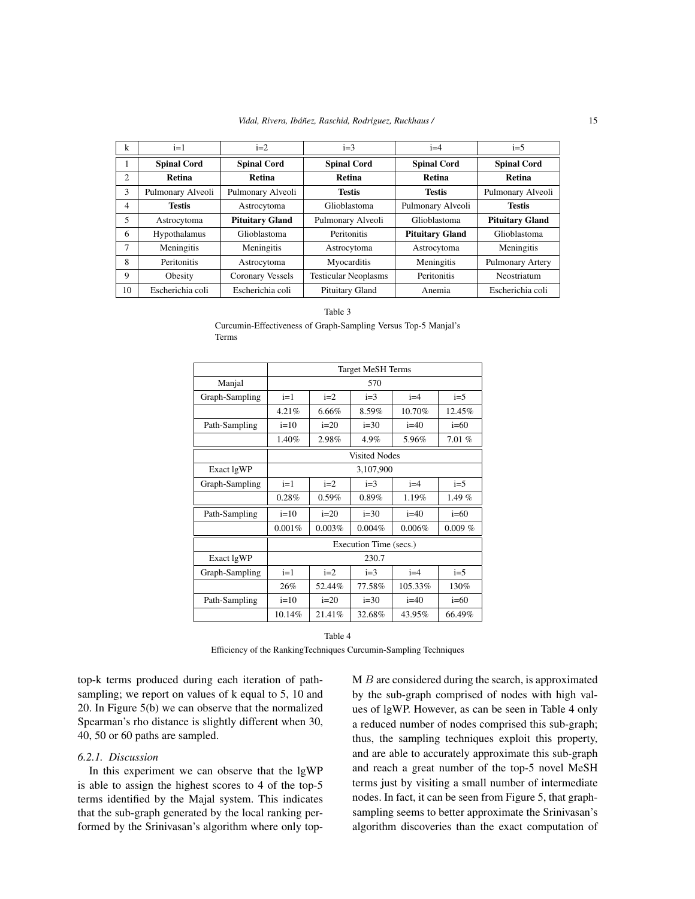| k | i=1 | i=2 | i=3 | i=4 | i=5 |
|---|---|---|---|---|---|
| 1 | **Spinal Cord** | **Spinal Cord** | **Spinal Cord** | **Spinal Cord** | **Spinal Cord** |
| 2 | **Retina** | **Retina** | **Retina** | **Retina** | **Retina** |
| 3 | Pulmonary Alveoli | Pulmonary Alveoli | **Testis** | **Testis** | Pulmonary Alveoli |
| 4 | **Testis** | Astrocytoma | Glioblastoma | Pulmonary Alveoli | **Testis** |
| 5 | Astrocytoma | **Pituitary Gland** | Pulmonary Alveoli | Glioblastoma | **Pituitary Gland** |
| 6 | Hypothalamus | Glioblastoma | Peritonitis | **Pituitary Gland** | Glioblastoma |
| 7 | Meningitis | Meningitis | Astrocytoma | Astrocytoma | Meningitis |
| 8 | Peritonitis | Astrocytoma | Myocarditis | Meningitis | Pulmonary Artery |
| 9 | Obesity | Coronary Vessels | Testicular Neoplasms | Peritonitis | Neostriatum |
| 10 | Escherichia coli | Escherichia coli | Pituitary Gland | Anemia | Escherichia coli |

Table 3

Curcumin-Effectiveness of Graph-Sampling Versus Top-5 Manjal's Terms

| | Target MeSH Terms | | | | |
|---|---|---|---|---|---|
| Manjal | 570 | | | | |
| Graph-Sampling | i=1 | i=2 | i=3 | i=4 | i=5 |
| | 4.21% | 6.66% | 8.59% | 10.70% | 12.45% |
| Path-Sampling | i=10 | i=20 | i=30 | i=40 | i=60 |
| | 1.40% | 2.98% | 4.9% | 5.96% | 7.01 % |
| | Visited Nodes | | | | |
| Exact lgWP | 3,107,900 | | | | |
| Graph-Sampling | i=1 | i=2 | i=3 | i=4 | i=5 |
| | 0.28% | 0.59% | 0.89% | 1.19% | 1.49 % |
| Path-Sampling | i=10 | i=20 | i=30 | i=40 | i=60 |
| | 0.001% | 0.003% | 0.004% | 0.006% | 0.009 % |
| | Execution Time (secs.) | | | | |
| Exact lgWP | 230.7 | | | | |
| Graph-Sampling | i=1 | i=2 | i=3 | i=4 | i=5 |
| | 26% | 52.44% | 77.58% | 105.33% | 130% |
| Path-Sampling | i=10 | i=20 | i=30 | i=40 | i=60 |
| | 10.14% | 21.41% | 32.68% | 43.95% | 66.49% |

Table 4

Efficiency of the RankingTechniques Curcumin-Sampling Techniques

top-k terms produced during each iteration of path-sampling; we report on values of k equal to 5, 10 and 20. In Figure 5(b) we can observe that the normalized Spearman's rho distance is slightly different when 30, 40, 50 or 60 paths are sampled.

#### 6.2.1. Discussion

In this experiment we can observe that the lgWP is able to assign the highest scores to 4 of the top-5 terms identified by the Majal system. This indicates that the sub-graph generated by the local ranking performed by the Srinivasan's algorithm where only top-M $B$ are considered during the search, is approximated by the sub-graph comprised of nodes with high values of lgWP. However, as can be seen in Table 4 only a reduced number of nodes comprised this sub-graph; thus, the sampling techniques exploit this property, and are able to accurately approximate this sub-graph and reach a great number of the top-5 novel MeSH terms just by visiting a small number of intermediate nodes. In fact, it can be seen from Figure 5, that graph-sampling seems to better approximate the Srinivasan's algorithm discoveries than the exact computation of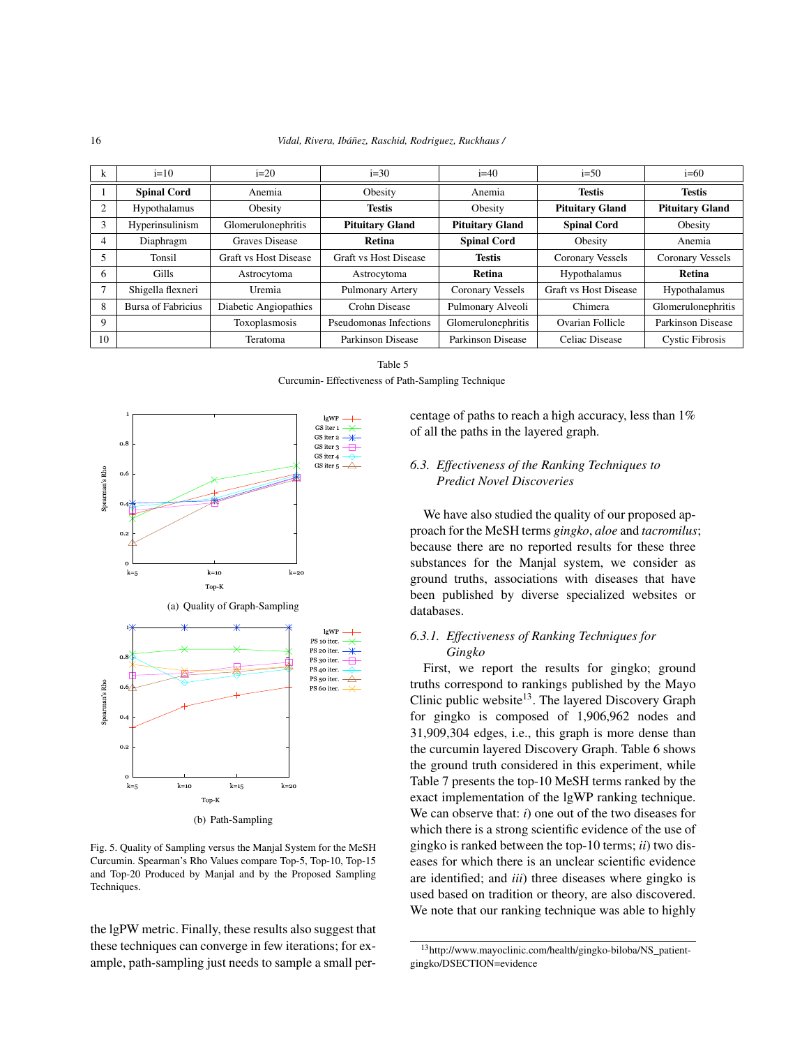| k | i=10 | i=20 | i=30 | i=40 | i=50 | i=60 |
|---|---|---|---|---|---|---|
| 1 | **Spinal Cord** | Anemia | Obesity | Anemia | **Testis** | **Testis** |
| 2 | Hypothalamus | Obesity | **Testis** | Obesity | **Pituitary Gland** | **Pituitary Gland** |
| 3 | Hyperinsulinism | Glomerulonephritis | **Pituitary Gland** | **Pituitary Gland** | **Spinal Cord** | Obesity |
| 4 | Diaphragm | Graves Disease | **Retina** | **Spinal Cord** | Obesity | Anemia |
| 5 | Tonsil | Graft vs Host Disease | Graft vs Host Disease | **Testis** | Coronary Vessels | Coronary Vessels |
| 6 | Gills | Astrocytoma | Astrocytoma | **Retina** | Hypothalamus | **Retina** |
| 7 | Shigella flexneri | Uremia | Pulmonary Artery | Coronary Vessels | Graft vs Host Disease | Hypothalamus |
| 8 | Bursa of Fabricius | Diabetic Angiopathies | Crohn Disease | Pulmonary Alveoli | Chimera | Glomerulonephritis |
| 9 | | Toxoplasmosis | Pseudomonas Infections | Glomerulonephritis | Ovarian Follicle | Parkinson Disease |
| 10 | | Teratoma | Parkinson Disease | Parkinson Disease | Celiac Disease | Cystic Fibrosis |

Table 5

Curcumin- Effectiveness of Path-Sampling Technique

(a) Quality of Graph-Sampling

(b) Path-Sampling

Fig. 5. Quality of Sampling versus the Manjal System for the MeSH Curcumin. Spearman's Rho Values compare Top-5, Top-10, Top-15 and Top-20 Produced by Manjal and by the Proposed Sampling Techniques.

the lgPW metric. Finally, these results also suggest that these techniques can converge in few iterations; for example, path-sampling just needs to sample a small percentage of paths to reach a high accuracy, less than 1% of all the paths in the layered graph.

### 6.3. Effectiveness of the Ranking Techniques to Predict Novel Discoveries

We have also studied the quality of our proposed approach for the MeSH terms *gingko*, *aloe* and *tacromilus*; because there are no reported results for these three substances for the Manjal system, we consider as ground truths, associations with diseases that have been published by diverse specialized websites or databases.

#### 6.3.1. Effectiveness of Ranking Techniques for Gingko

First, we report the results for gingko; ground truths correspond to rankings published by the Mayo Clinic public website[13]. The layered Discovery Graph for gingko is composed of 1,906,962 nodes and 31,909,304 edges, i.e., this graph is more dense than the curcumin layered Discovery Graph. Table 6 shows the ground truth considered in this experiment, while Table 7 presents the top-10 MeSH terms ranked by the exact implementation of the lgWP ranking technique. We can observe that: *i*) one out of the two diseases for which there is a strong scientific evidence of the use of gingko is ranked between the top-10 terms; *ii*) two diseases for which there is an unclear scientific evidence are identified; and *iii*) three diseases where gingko is used based on tradition or theory, are also discovered. We note that our ranking technique was able to highly

[13] http://www.mayoclinic.com/health/gingko-biloba/NS_patient-gingko/DSECTION=evidence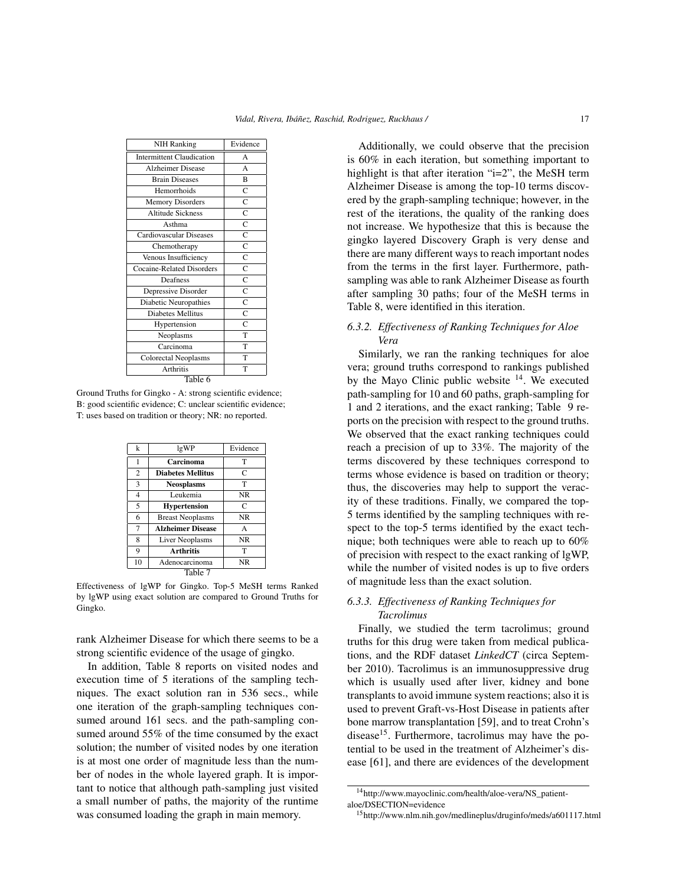| NIH Ranking | Evidence |
|---|---|
| Intermittent Claudication | A |
| Alzheimer Disease | A |
| Brain Diseases | B |
| Hemorrhoids | C |
| Memory Disorders | C |
| Altitude Sickness | C |
| Asthma | C |
| Cardiovascular Diseases | C |
| Chemotherapy | C |
| Venous Insufficiency | C |
| Cocaine-Related Disorders | C |
| Deafness | C |
| Depressive Disorder | C |
| Diabetic Neuropathies | C |
| Diabetes Mellitus | C |
| Hypertension | C |
| Neoplasms | T |
| Carcinoma | T |
| Colorectal Neoplasms | T |
| Arthritis | T |

Table 6

Ground Truths for Gingko - A: strong scientific evidence; B: good scientific evidence; C: unclear scientific evidence; T: uses based on tradition or theory; NR: no reported.

| k | lgWP | Evidence |
|---|---|---|
| 1 | **Carcinoma** | T |
| 2 | **Diabetes Mellitus** | C |
| 3 | **Neosplasms** | T |
| 4 | Leukemia | NR |
| 5 | **Hypertension** | C |
| 6 | Breast Neoplasms | NR |
| 7 | **Alzheimer Disease** | A |
| 8 | Liver Neoplasms | NR |
| 9 | **Arthritis** | T |
| 10 | Adenocarcinoma | NR |

Table 7

Effectiveness of lgWP for Gingko. Top-5 MeSH terms Ranked by lgWP using exact solution are compared to Ground Truths for Gingko.

rank Alzheimer Disease for which there seems to be a strong scientific evidence of the usage of gingko.

In addition, Table 8 reports on visited nodes and execution time of 5 iterations of the sampling techniques. The exact solution ran in 536 secs., while one iteration of the graph-sampling techniques consumed around 161 secs. and the path-sampling consumed around 55% of the time consumed by the exact solution; the number of visited nodes by one iteration is at most one order of magnitude less than the number of nodes in the whole layered graph. It is important to notice that although path-sampling just visited a small number of paths, the majority of the runtime was consumed loading the graph in main memory.

Additionally, we could observe that the precision is 60% in each iteration, but something important to highlight is that after iteration "i=2", the MeSH term Alzheimer Disease is among the top-10 terms discovered by the graph-sampling technique; however, in the rest of the iterations, the quality of the ranking does not increase. We hypothesize that this is because the gingko layered Discovery Graph is very dense and there are many different ways to reach important nodes from the terms in the first layer. Furthermore, path-sampling was able to rank Alzheimer Disease as fourth after sampling 30 paths; four of the MeSH terms in Table 8, were identified in this iteration.

### 6.3.2. *Effectiveness of Ranking Techniques for Aloe Vera*

Similarly, we ran the ranking techniques for aloe vera; ground truths correspond to rankings published by the Mayo Clinic public website [14]. We executed path-sampling for 10 and 60 paths, graph-sampling for 1 and 2 iterations, and the exact ranking; Table 9 reports on the precision with respect to the ground truths. We observed that the exact ranking techniques could reach a precision of up to 33%. The majority of the terms discovered by these techniques correspond to terms whose evidence is based on tradition or theory; thus, the discoveries may help to support the veracity of these traditions. Finally, we compared the top-5 terms identified by the sampling techniques with respect to the top-5 terms identified by the exact technique; both techniques were able to reach up to 60% of precision with respect to the exact ranking of lgWP, while the number of visited nodes is up to five orders of magnitude less than the exact solution.

### 6.3.3. *Effectiveness of Ranking Techniques for Tacrolimus*

Finally, we studied the term tacrolimus; ground truths for this drug were taken from medical publications, and the RDF dataset *LinkedCT* (circa September 2010). Tacrolimus is an immunosuppressive drug which is usually used after liver, kidney and bone transplants to avoid immune system reactions; also it is used to prevent Graft-vs-Host Disease in patients after bone marrow transplantation [59], and to treat Crohn's disease[15]. Furthermore, tacrolimus may have the potential to be used in the treatment of Alzheimer's disease [61], and there are evidences of the development

[14] http://www.mayoclinic.com/health/aloe-vera/NS_patient-aloe/DSECTION=evidence

[15] http://www.nlm.nih.gov/medlineplus/druginfo/meds/a601117.html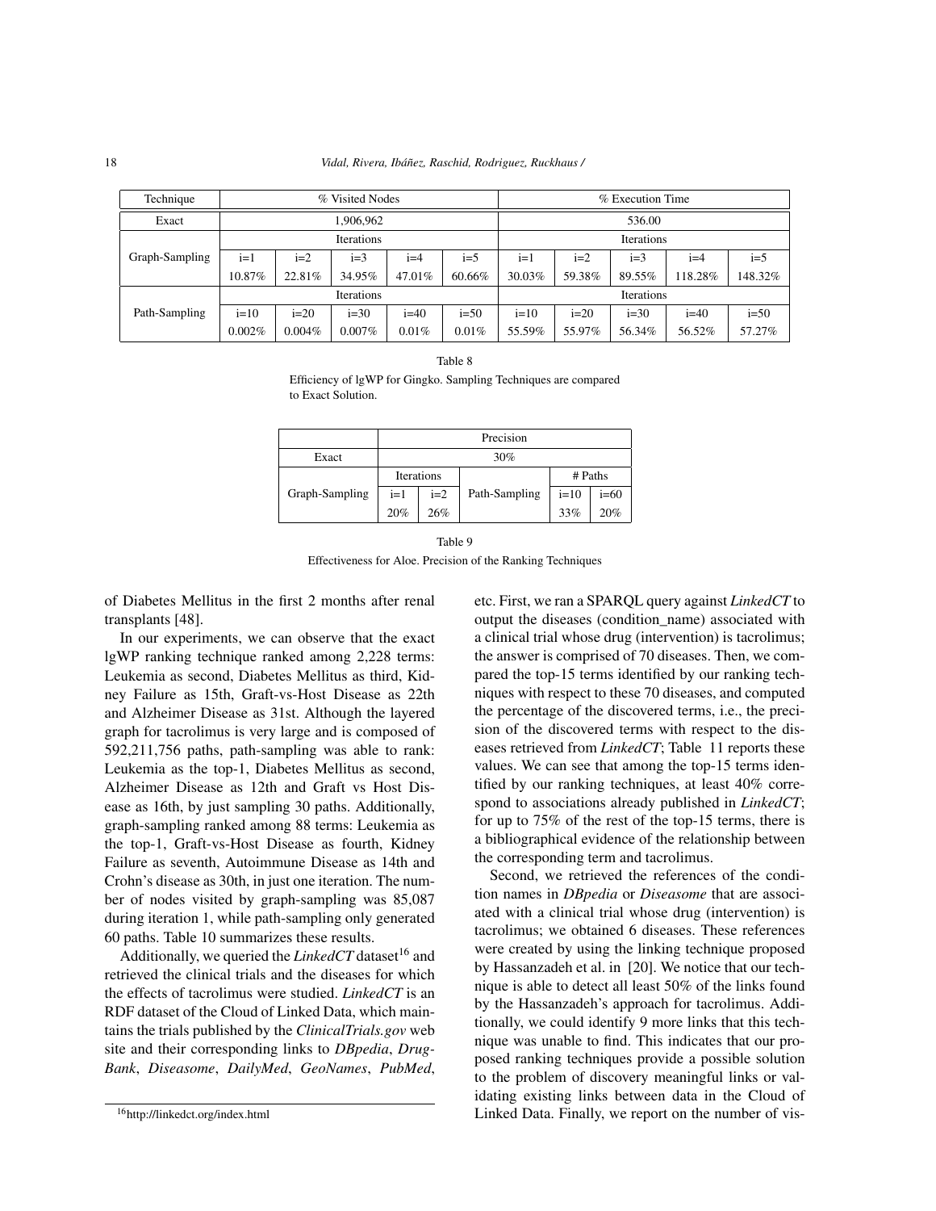| Technique | % Visited Nodes | | | | | % Execution Time | | | | |
|---|---|---|---|---|---|---|---|---|---|---|
| Exact | 1,906,962 | | | | | 536.00 | | | | |
| Graph-Sampling | Iterations | | | | | Iterations | | | | |
| | i=1 | i=2 | i=3 | i=4 | i=5 | i=1 | i=2 | i=3 | i=4 | i=5 |
| | 10.87% | 22.81% | 34.95% | 47.01% | 60.66% | 30.03% | 59.38% | 89.55% | 118.28% | 148.32% |
| Path-Sampling | Iterations | | | | | Iterations | | | | |
| | i=10 | i=20 | i=30 | i=40 | i=50 | i=10 | i=20 | i=30 | i=40 | i=50 |
| | 0.002% | 0.004% | 0.007% | 0.01% | 0.01% | 55.59% | 55.97% | 56.34% | 56.52% | 57.27% |

Table 8

Efficiency of lgWP for Gingko. Sampling Techniques are compared to Exact Solution.

| | Precision | | | | |
|---|---|---|---|---|---|
| Exact | 30% | | | | |
| Graph-Sampling | Iterations | | Path-Sampling | # Paths | |
| | i=1 | i=2 | | i=10 | i=60 |
| | 20% | 26% | | 33% | 20% |

Table 9

Effectiveness for Aloe. Precision of the Ranking Techniques

of Diabetes Mellitus in the first 2 months after renal transplants [48].

In our experiments, we can observe that the exact lgWP ranking technique ranked among 2,228 terms: Leukemia as second, Diabetes Mellitus as third, Kidney Failure as 15th, Graft-vs-Host Disease as 22th and Alzheimer Disease as 31st. Although the layered graph for tacrolimus is very large and is composed of 592,211,756 paths, path-sampling was able to rank: Leukemia as the top-1, Diabetes Mellitus as second, Alzheimer Disease as 12th and Graft vs Host Disease as 16th, by just sampling 30 paths. Additionally, graph-sampling ranked among 88 terms: Leukemia as the top-1, Graft-vs-Host Disease as fourth, Kidney Failure as seventh, Autoimmune Disease as 14th and Crohn's disease as 30th, in just one iteration. The number of nodes visited by graph-sampling was 85,087 during iteration 1, while path-sampling only generated 60 paths. Table 10 summarizes these results.

Additionally, we queried the *LinkedCT* dataset[16] and retrieved the clinical trials and the diseases for which the effects of tacrolimus were studied. *LinkedCT* is an RDF dataset of the Cloud of Linked Data, which maintains the trials published by the *ClinicalTrials.gov* web site and their corresponding links to *DBpedia*, *DrugBank*, *Diseasome*, *DailyMed*, *GeoNames*, *PubMed*, etc. First, we ran a SPARQL query against *LinkedCT* to output the diseases (condition_name) associated with a clinical trial whose drug (intervention) is tacrolimus; the answer is comprised of 70 diseases. Then, we compared the top-15 terms identified by our ranking techniques with respect to these 70 diseases, and computed the percentage of the discovered terms, i.e., the precision of the discovered terms with respect to the diseases retrieved from *LinkedCT*; Table 11 reports these values. We can see that among the top-15 terms identified by our ranking techniques, at least 40% correspond to associations already published in *LinkedCT*; for up to 75% of the rest of the top-15 terms, there is a bibliographical evidence of the relationship between the corresponding term and tacrolimus.

Second, we retrieved the references of the condition names in *DBpedia* or *Diseasome* that are associated with a clinical trial whose drug (intervention) is tacrolimus; we obtained 6 diseases. These references were created by using the linking technique proposed by Hassanzadeh et al. in [20]. We notice that our technique is able to detect all least 50% of the links found by the Hassanzadeh's approach for tacrolimus. Additionally, we could identify 9 more links that this technique was unable to find. This indicates that our proposed ranking techniques provide a possible solution to the problem of discovery meaningful links or validating existing links between data in the Cloud of Linked Data. Finally, we report on the number of vis-

[16] http://linkedct.org/index.html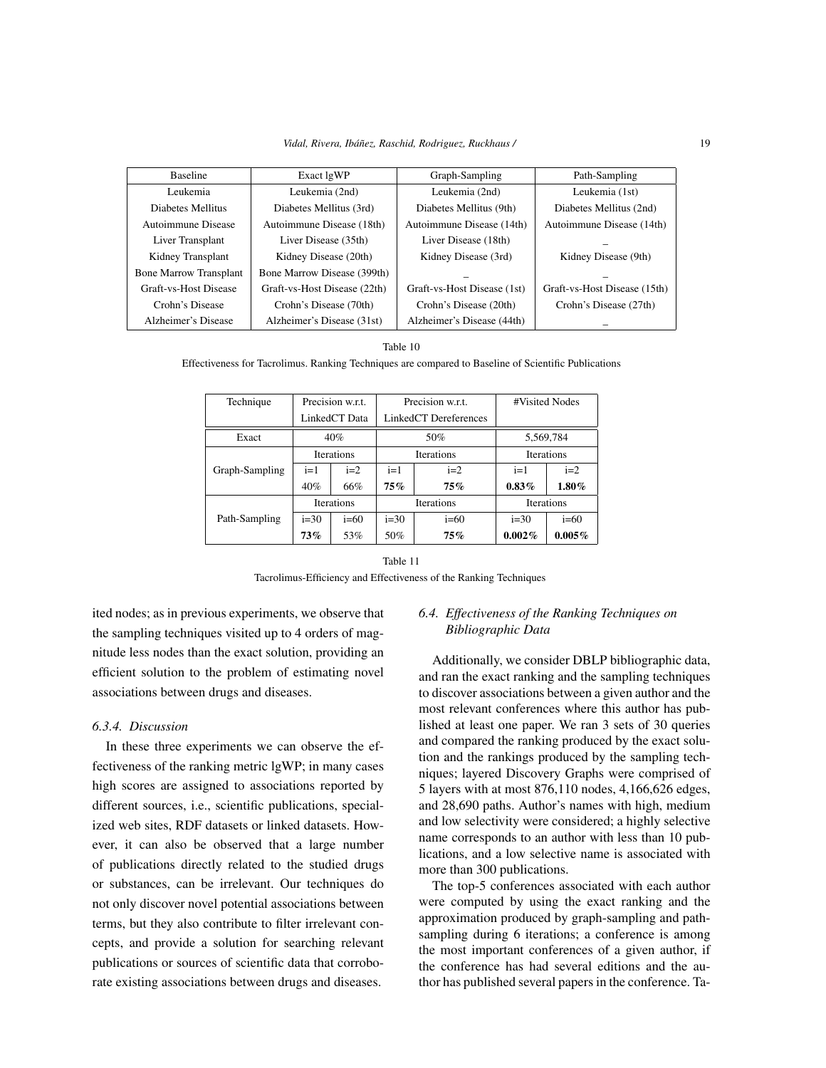| Baseline | Exact lgWP | Graph-Sampling | Path-Sampling |
|---|---|---|---|
| Leukemia | Leukemia (2nd) | Leukemia (2nd) | Leukemia (1st) |
| Diabetes Mellitus | Diabetes Mellitus (3rd) | Diabetes Mellitus (9th) | Diabetes Mellitus (2nd) |
| Autoimmune Disease | Autoimmune Disease (18th) | Autoimmune Disease (14th) | Autoimmune Disease (14th) |
| Liver Transplant | Liver Disease (35th) | Liver Disease (18th) | _ |
| Kidney Transplant | Kidney Disease (20th) | Kidney Disease (3rd) | Kidney Disease (9th) |
| Bone Marrow Transplant | Bone Marrow Disease (399th) | _ | _ |
| Graft-vs-Host Disease | Graft-vs-Host Disease (22th) | Graft-vs-Host Disease (1st) | Graft-vs-Host Disease (15th) |
| Crohn's Disease | Crohn's Disease (70th) | Crohn's Disease (20th) | Crohn's Disease (27th) |
| Alzheimer's Disease | Alzheimer's Disease (31st) | Alzheimer's Disease (44th) | _ |

Table 10

Effectiveness for Tacrolimus. Ranking Techniques are compared to Baseline of Scientific Publications

| Technique | Precision w.r.t. LinkedCT Data | | Precision w.r.t. LinkedCT Dereferences | | #Visited Nodes | |
|---|---|---|---|---|---|---|
| Exact | 40% | | 50% | | 5,569,784 | |
| Graph-Sampling | Iterations | | Iterations | | Iterations | |
| | i=1 | i=2 | i=1 | i=2 | i=1 | i=2 |
| | 40% | 66% | **75%** | **75%** | **0.83%** | **1.80%** |
| Path-Sampling | Iterations | | Iterations | | Iterations | |
| | i=30 | i=60 | i=30 | i=60 | i=30 | i=60 |
| | **73%** | 53% | 50% | **75%** | **0.002%** | **0.005%** |

Table 11

Tacrolimus-Efficiency and Effectiveness of the Ranking Techniques

ited nodes; as in previous experiments, we observe that the sampling techniques visited up to 4 orders of magnitude less nodes than the exact solution, providing an efficient solution to the problem of estimating novel associations between drugs and diseases.

#### *6.3.4. Discussion*

In these three experiments we can observe the effectiveness of the ranking metric lgWP; in many cases high scores are assigned to associations reported by different sources, i.e., scientific publications, specialized web sites, RDF datasets or linked datasets. However, it can also be observed that a large number of publications directly related to the studied drugs or substances, can be irrelevant. Our techniques do not only discover novel potential associations between terms, but they also contribute to filter irrelevant concepts, and provide a solution for searching relevant publications or sources of scientific data that corroborate existing associations between drugs and diseases.

### *6.4. Effectiveness of the Ranking Techniques on Bibliographic Data*

Additionally, we consider DBLP bibliographic data, and ran the exact ranking and the sampling techniques to discover associations between a given author and the most relevant conferences where this author has published at least one paper. We ran 3 sets of 30 queries and compared the ranking produced by the exact solution and the rankings produced by the sampling techniques; layered Discovery Graphs were comprised of 5 layers with at most 876,110 nodes, 4,166,626 edges, and 28,690 paths. Author's names with high, medium and low selectivity were considered; a highly selective name corresponds to an author with less than 10 publications, and a low selective name is associated with more than 300 publications.

The top-5 conferences associated with each author were computed by using the exact ranking and the approximation produced by graph-sampling and path-sampling during 6 iterations; a conference is among the most important conferences of a given author, if the conference has had several editions and the author has published several papers in the conference. Ta-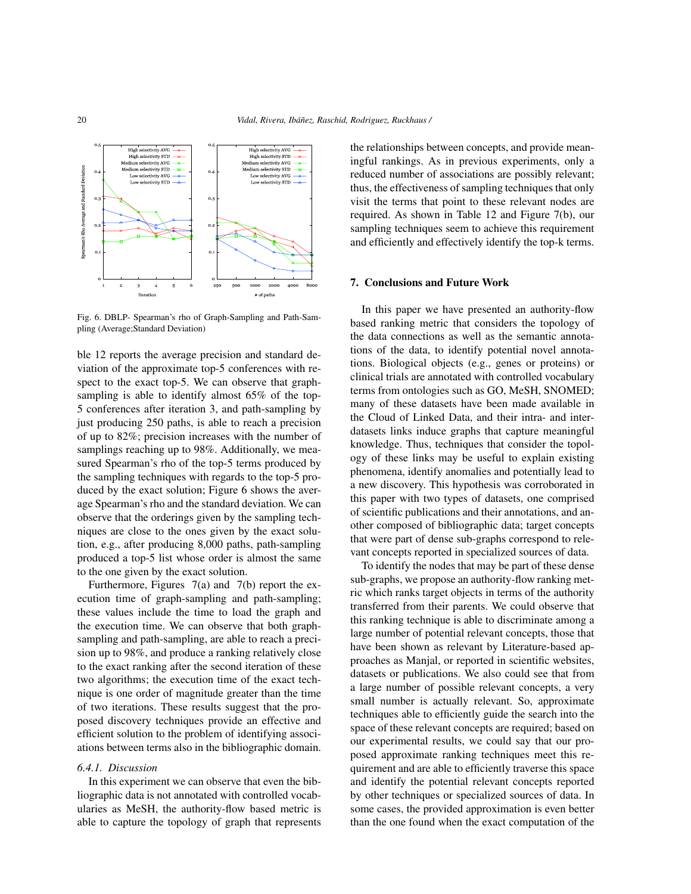Fig. 6. DBLP- Spearman's rho of Graph-Sampling and Path-Sampling (Average;Standard Deviation)

ble 12 reports the average precision and standard deviation of the approximate top-5 conferences with respect to the exact top-5. We can observe that graph-sampling is able to identify almost 65% of the top-5 conferences after iteration 3, and path-sampling by just producing 250 paths, is able to reach a precision of up to 82%; precision increases with the number of samplings reaching up to 98%. Additionally, we measured Spearman's rho of the top-5 terms produced by the sampling techniques with regards to the top-5 produced by the exact solution; Figure 6 shows the average Spearman's rho and the standard deviation. We can observe that the orderings given by the sampling techniques are close to the ones given by the exact solution, e.g., after producing 8,000 paths, path-sampling produced a top-5 list whose order is almost the same to the one given by the exact solution.

Furthermore, Figures 7(a) and 7(b) report the execution time of graph-sampling and path-sampling; these values include the time to load the graph and the execution time. We can observe that both graph-sampling and path-sampling, are able to reach a precision up to 98%, and produce a ranking relatively close to the exact ranking after the second iteration of these two algorithms; the execution time of the exact technique is one order of magnitude greater than the time of two iterations. These results suggest that the proposed discovery techniques provide an effective and efficient solution to the problem of identifying associations between terms also in the bibliographic domain.

### *6.4.1. Discussion*

In this experiment we can observe that even the bibliographic data is not annotated with controlled vocabularies as MeSH, the authority-flow based metric is able to capture the topology of graph that represents the relationships between concepts, and provide meaningful rankings. As in previous experiments, only a reduced number of associations are possibly relevant; thus, the effectiveness of sampling techniques that only visit the terms that point to these relevant nodes are required. As shown in Table 12 and Figure 7(b), our sampling techniques seem to achieve this requirement and efficiently and effectively identify the top-k terms.

## 7. Conclusions and Future Work

In this paper we have presented an authority-flow based ranking metric that considers the topology of the data connections as well as the semantic annotations of the data, to identify potential novel annotations. Biological objects (e.g., genes or proteins) or clinical trials are annotated with controlled vocabulary terms from ontologies such as GO, MeSH, SNOMED; many of these datasets have been made available in the Cloud of Linked Data, and their intra- and inter-datasets links induce graphs that capture meaningful knowledge. Thus, techniques that consider the topology of these links may be useful to explain existing phenomena, identify anomalies and potentially lead to a new discovery. This hypothesis was corroborated in this paper with two types of datasets, one comprised of scientific publications and their annotations, and another composed of bibliographic data; target concepts that were part of dense sub-graphs correspond to relevant concepts reported in specialized sources of data.

To identify the nodes that may be part of these dense sub-graphs, we propose an authority-flow ranking metric which ranks target objects in terms of the authority transferred from their parents. We could observe that this ranking technique is able to discriminate among a large number of potential relevant concepts, those that have been shown as relevant by Literature-based approaches as Manjal, or reported in scientific websites, datasets or publications. We also could see that from a large number of possible relevant concepts, a very small number is actually relevant. So, approximate techniques able to efficiently guide the search into the space of these relevant concepts are required; based on our experimental results, we could say that our proposed approximate ranking techniques meet this requirement and are able to efficiently traverse this space and identify the potential relevant concepts reported by other techniques or specialized sources of data. In some cases, the provided approximation is even better than the one found when the exact computation of the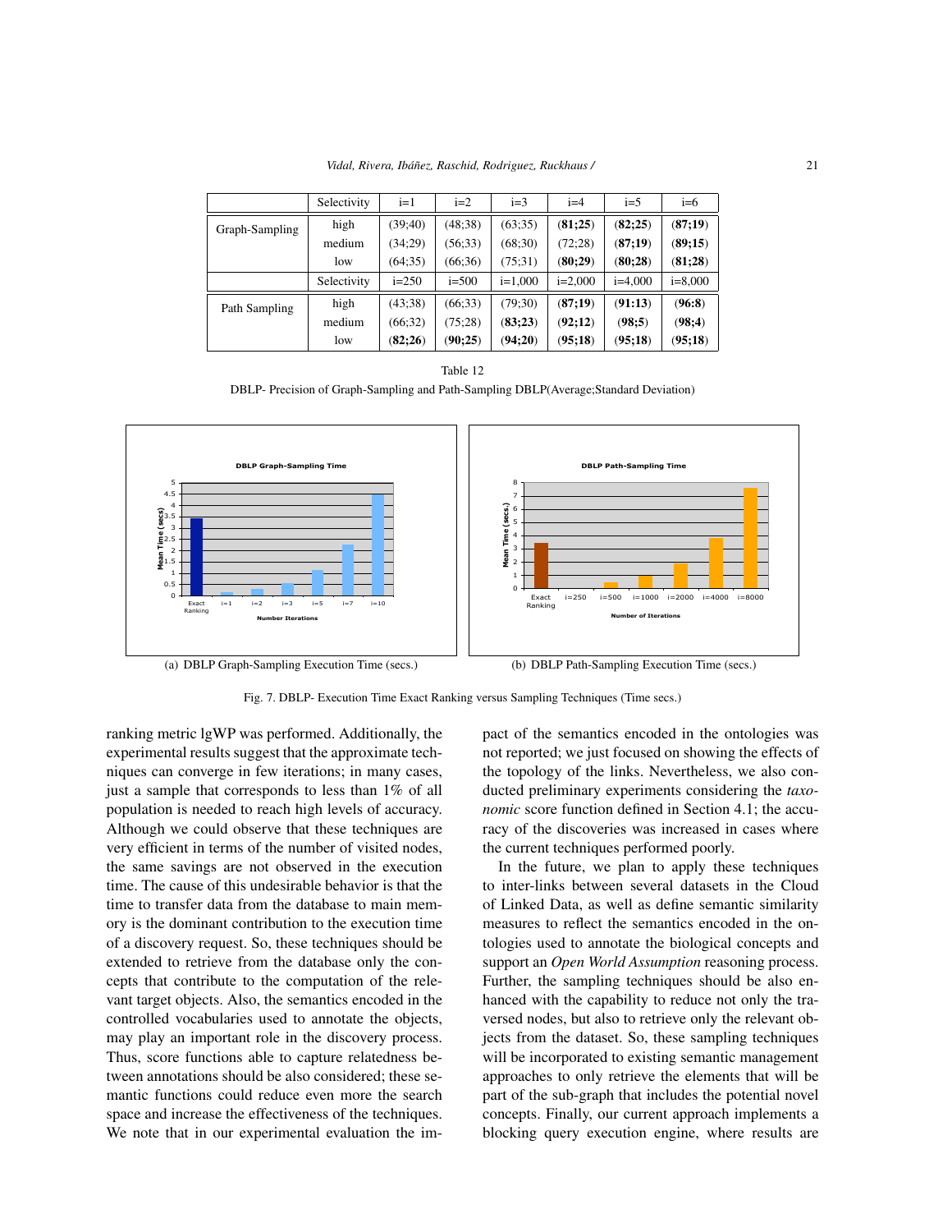| | Selectivity | i=1 | i=2 | i=3 | i=4 | i=5 | i=6 |
|---|---|---|---|---|---|---|---|
| Graph-Sampling | high | (39;40) | (48;38) | (63;35) | (**81;25**) | (**82;25**) | (**87;19**) |
| | medium | (34;29) | (56;33) | (68;30) | (72;28) | (**87;19**) | (**89;15**) |
| | low | (64;35) | (66;36) | (75;31) | (**80;29**) | (**80;28**) | (**81;28**) |
| | Selectivity | i=250 | i=500 | i=1,000 | i=2,000 | i=4,000 | i=8,000 |
| Path Sampling | high | (43;38) | (66;33) | (79;30) | (**87;19**) | (**91:13**) | (**96:8**) |
| | medium | (66;32) | (75;28) | (**83;23**) | (**92;12**) | (**98;5**) | (**98;4**) |
| | low | (**82;26**) | (**90;25**) | (**94;20**) | (**95;18**) | (**95;18**) | (**95;18**) |

Table 12

DBLP- Precision of Graph-Sampling and Path-Sampling DBLP(Average;Standard Deviation)

(a) DBLP Graph-Sampling Execution Time (secs.)

(b) DBLP Path-Sampling Execution Time (secs.)

Fig. 7. DBLP- Execution Time Exact Ranking versus Sampling Techniques (Time secs.)

ranking metric lgWP was performed. Additionally, the experimental results suggest that the approximate techniques can converge in few iterations; in many cases, just a sample that corresponds to less than 1% of all population is needed to reach high levels of accuracy. Although we could observe that these techniques are very efficient in terms of the number of visited nodes, the same savings are not observed in the execution time. The cause of this undesirable behavior is that the time to transfer data from the database to main memory is the dominant contribution to the execution time of a discovery request. So, these techniques should be extended to retrieve from the database only the concepts that contribute to the computation of the relevant target objects. Also, the semantics encoded in the controlled vocabularies used to annotate the objects, may play an important role in the discovery process. Thus, score functions able to capture relatedness between annotations should be also considered; these semantic functions could reduce even more the search space and increase the effectiveness of the techniques. We note that in our experimental evaluation the impact of the semantics encoded in the ontologies was not reported; we just focused on showing the effects of the topology of the links. Nevertheless, we also conducted preliminary experiments considering the *taxonomic* score function defined in Section 4.1; the accuracy of the discoveries was increased in cases where the current techniques performed poorly.

In the future, we plan to apply these techniques to inter-links between several datasets in the Cloud of Linked Data, as well as define semantic similarity measures to reflect the semantics encoded in the ontologies used to annotate the biological concepts and support an *Open World Assumption* reasoning process. Further, the sampling techniques should be also enhanced with the capability to reduce not only the traversed nodes, but also to retrieve only the relevant objects from the dataset. So, these sampling techniques will be incorporated to existing semantic management approaches to only retrieve the elements that will be part of the sub-graph that includes the potential novel concepts. Finally, our current approach implements a blocking query execution engine, where results are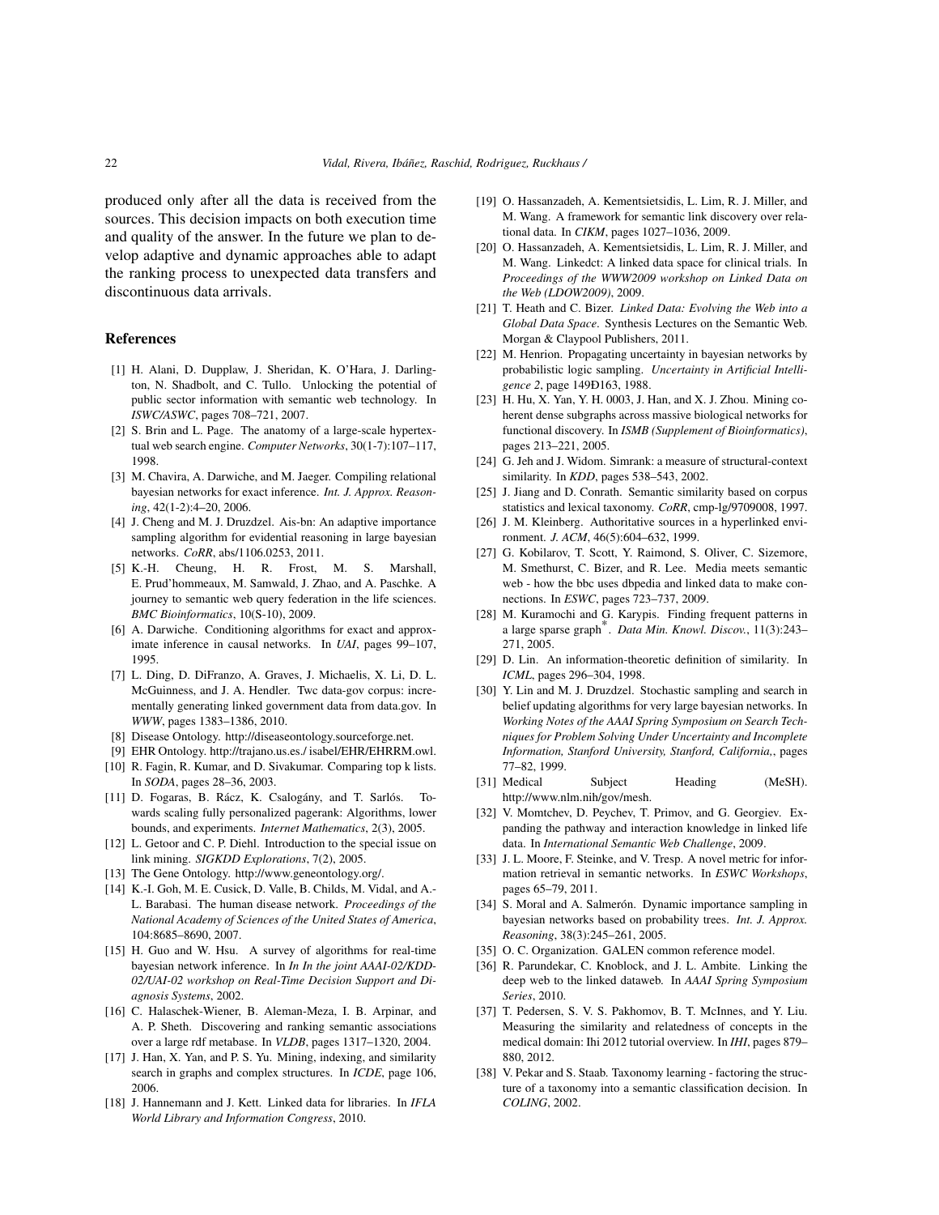produced only after all the data is received from the sources. This decision impacts on both execution time and quality of the answer. In the future we plan to develop adaptive and dynamic approaches able to adapt the ranking process to unexpected data transfers and discontinuous data arrivals.

## References

[1] H. Alani, D. Dupplaw, J. Sheridan, K. O'Hara, J. Darlington, N. Shadbolt, and C. Tullo. Unlocking the potential of public sector information with semantic web technology. In *ISWC/ASWC*, pages 708–721, 2007.

[2] S. Brin and L. Page. The anatomy of a large-scale hypertextual web search engine. *Computer Networks*, 30(1-7):107–117, 1998.

[3] M. Chavira, A. Darwiche, and M. Jaeger. Compiling relational bayesian networks for exact inference. *Int. J. Approx. Reasoning*, 42(1-2):4–20, 2006.

[4] J. Cheng and M. J. Druzdzel. Ais-bn: An adaptive importance sampling algorithm for evidential reasoning in large bayesian networks. *CoRR*, abs/1106.0253, 2011.

[5] K.-H. Cheung, H. R. Frost, M. S. Marshall, E. Prud'hommeaux, M. Samwald, J. Zhao, and A. Paschke. A journey to semantic web query federation in the life sciences. *BMC Bioinformatics*, 10(S-10), 2009.

[6] A. Darwiche. Conditioning algorithms for exact and approximate inference in causal networks. In *UAI*, pages 99–107, 1995.

[7] L. Ding, D. DiFranzo, A. Graves, J. Michaelis, X. Li, D. L. McGuinness, and J. A. Hendler. Twc data-gov corpus: incrementally generating linked government data from data.gov. In *WWW*, pages 1383–1386, 2010.

[8] Disease Ontology. http://diseaseontology.sourceforge.net.

[9] EHR Ontology. http://trajano.us.es./ isabel/EHR/EHRRM.owl.

[10] R. Fagin, R. Kumar, and D. Sivakumar. Comparing top k lists. In *SODA*, pages 28–36, 2003.

[11] D. Fogaras, B. Rácz, K. Csalogány, and T. Sarlós. Towards scaling fully personalized pagerank: Algorithms, lower bounds, and experiments. *Internet Mathematics*, 2(3), 2005.

[12] L. Getoor and C. P. Diehl. Introduction to the special issue on link mining. *SIGKDD Explorations*, 7(2), 2005.

[13] The Gene Ontology. http://www.geneontology.org/.

[14] K.-I. Goh, M. E. Cusick, D. Valle, B. Childs, M. Vidal, and A.-L. Barabasi. The human disease network. *Proceedings of the National Academy of Sciences of the United States of America*, 104:8685–8690, 2007.

[15] H. Guo and W. Hsu. A survey of algorithms for real-time bayesian network inference. In *In In the joint AAAI-02/KDD-02/UAI-02 workshop on Real-Time Decision Support and Diagnosis Systems*, 2002.

[16] C. Halaschek-Wiener, B. Aleman-Meza, I. B. Arpinar, and A. P. Sheth. Discovering and ranking semantic associations over a large rdf metabase. In *VLDB*, pages 1317–1320, 2004.

[17] J. Han, X. Yan, and P. S. Yu. Mining, indexing, and similarity search in graphs and complex structures. In *ICDE*, page 106, 2006.

[18] J. Hannemann and J. Kett. Linked data for libraries. In *IFLA World Library and Information Congress*, 2010.

[19] O. Hassanzadeh, A. Kementsietsidis, L. Lim, R. J. Miller, and M. Wang. A framework for semantic link discovery over relational data. In *CIKM*, pages 1027–1036, 2009.

[20] O. Hassanzadeh, A. Kementsietsidis, L. Lim, R. J. Miller, and M. Wang. Linkedct: A linked data space for clinical trials. In *Proceedings of the WWW2009 workshop on Linked Data on the Web (LDOW2009)*, 2009.

[21] T. Heath and C. Bizer. *Linked Data: Evolving the Web into a Global Data Space*. Synthesis Lectures on the Semantic Web. Morgan & Claypool Publishers, 2011.

[22] M. Henrion. Propagating uncertainty in bayesian networks by probabilistic logic sampling. *Uncertainty in Artificial Intelligence 2*, page 149Ð163, 1988.

[23] H. Hu, X. Yan, Y. H. 0003, J. Han, and X. J. Zhou. Mining coherent dense subgraphs across massive biological networks for functional discovery. In *ISMB (Supplement of Bioinformatics)*, pages 213–221, 2005.

[24] G. Jeh and J. Widom. Simrank: a measure of structural-context similarity. In *KDD*, pages 538–543, 2002.

[25] J. Jiang and D. Conrath. Semantic similarity based on corpus statistics and lexical taxonomy. *CoRR*, cmp-lg/9709008, 1997.

[26] J. M. Kleinberg. Authoritative sources in a hyperlinked environment. *J. ACM*, 46(5):604–632, 1999.

[27] G. Kobilarov, T. Scott, Y. Raimond, S. Oliver, C. Sizemore, M. Smethurst, C. Bizer, and R. Lee. Media meets semantic web - how the bbc uses dbpedia and linked data to make connections. In *ESWC*, pages 723–737, 2009.

[28] M. Kuramochi and G. Karypis. Finding frequent patterns in a large sparse graph*. *Data Min. Knowl. Discov.*, 11(3):243–271, 2005.

[29] D. Lin. An information-theoretic definition of similarity. In *ICML*, pages 296–304, 1998.

[30] Y. Lin and M. J. Druzdzel. Stochastic sampling and search in belief updating algorithms for very large bayesian networks. In *Working Notes of the AAAI Spring Symposium on Search Techniques for Problem Solving Under Uncertainty and Incomplete Information, Stanford University, Stanford, California,*, pages 77–82, 1999.

[31] Medical Subject Heading (MeSH). http://www.nlm.nih/gov/mesh.

[32] V. Momtchev, D. Peychev, T. Primov, and G. Georgiev. Expanding the pathway and interaction knowledge in linked life data. In *International Semantic Web Challenge*, 2009.

[33] J. L. Moore, F. Steinke, and V. Tresp. A novel metric for information retrieval in semantic networks. In *ESWC Workshops*, pages 65–79, 2011.

[34] S. Moral and A. Salmerón. Dynamic importance sampling in bayesian networks based on probability trees. *Int. J. Approx. Reasoning*, 38(3):245–261, 2005.

[35] O. C. Organization. GALEN common reference model.

[36] R. Parundekar, C. Knoblock, and J. L. Ambite. Linking the deep web to the linked dataweb. In *AAAI Spring Symposium Series*, 2010.

[37] T. Pedersen, S. V. S. Pakhomov, B. T. McInnes, and Y. Liu. Measuring the similarity and relatedness of concepts in the medical domain: Ihi 2012 tutorial overview. In *IHI*, pages 879–880, 2012.

[38] V. Pekar and S. Staab. Taxonomy learning - factoring the structure of a taxonomy into a semantic classification decision. In *COLING*, 2002.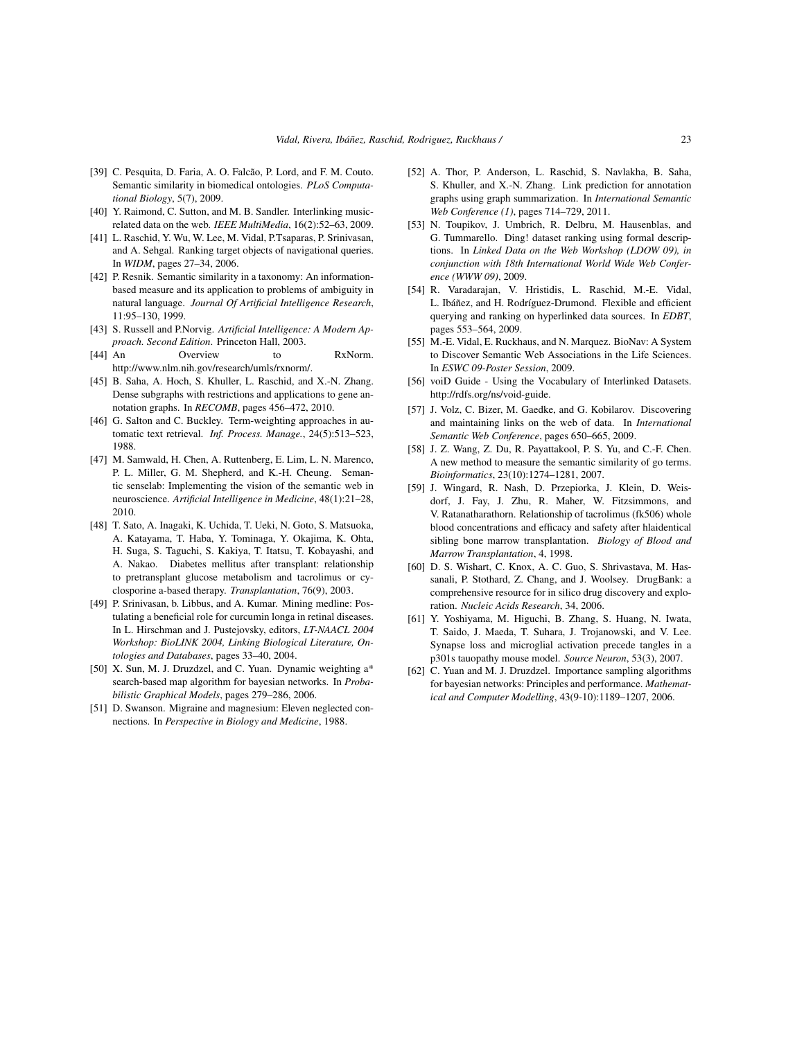[39] C. Pesquita, D. Faria, A. O. Falcão, P. Lord, and F. M. Couto. Semantic similarity in biomedical ontologies. *PLoS Computational Biology*, 5(7), 2009.

[40] Y. Raimond, C. Sutton, and M. B. Sandler. Interlinking music-related data on the web. *IEEE MultiMedia*, 16(2):52–63, 2009.

[41] L. Raschid, Y. Wu, W. Lee, M. Vidal, P.Tsaparas, P. Srinivasan, and A. Sehgal. Ranking target objects of navigational queries. In *WIDM*, pages 27–34, 2006.

[42] P. Resnik. Semantic similarity in a taxonomy: An information-based measure and its application to problems of ambiguity in natural language. *Journal Of Artificial Intelligence Research*, 11:95–130, 1999.

[43] S. Russell and P.Norvig. *Artificial Intelligence: A Modern Approach. Second Edition*. Princeton Hall, 2003.

[44] An Overview to RxNorm. http://www.nlm.nih.gov/research/umls/rxnorm/.

[45] B. Saha, A. Hoch, S. Khuller, L. Raschid, and X.-N. Zhang. Dense subgraphs with restrictions and applications to gene annotation graphs. In *RECOMB*, pages 456–472, 2010.

[46] G. Salton and C. Buckley. Term-weighting approaches in automatic text retrieval. *Inf. Process. Manage.*, 24(5):513–523, 1988.

[47] M. Samwald, H. Chen, A. Ruttenberg, E. Lim, L. N. Marenco, P. L. Miller, G. M. Shepherd, and K.-H. Cheung. Semantic senselab: Implementing the vision of the semantic web in neuroscience. *Artificial Intelligence in Medicine*, 48(1):21–28, 2010.

[48] T. Sato, A. Inagaki, K. Uchida, T. Ueki, N. Goto, S. Matsuoka, A. Katayama, T. Haba, Y. Tominaga, Y. Okajima, K. Ohta, H. Suga, S. Taguchi, S. Kakiya, T. Itatsu, T. Kobayashi, and A. Nakao. Diabetes mellitus after transplant: relationship to pretransplant glucose metabolism and tacrolimus or cyclosporine a-based therapy. *Transplantation*, 76(9), 2003.

[49] P. Srinivasan, b. Libbus, and A. Kumar. Mining medline: Postulating a beneficial role for curcumin longa in retinal diseases. In L. Hirschman and J. Pustejovsky, editors, *LT-NAACL 2004 Workshop: BioLINK 2004, Linking Biological Literature, Ontologies and Databases*, pages 33–40, 2004.

[50] X. Sun, M. J. Druzdzel, and C. Yuan. Dynamic weighting a* search-based map algorithm for bayesian networks. In *Probabilistic Graphical Models*, pages 279–286, 2006.

[51] D. Swanson. Migraine and magnesium: Eleven neglected connections. In *Perspective in Biology and Medicine*, 1988.

[52] A. Thor, P. Anderson, L. Raschid, S. Navlakha, B. Saha, S. Khuller, and X.-N. Zhang. Link prediction for annotation graphs using graph summarization. In *International Semantic Web Conference (1)*, pages 714–729, 2011.

[53] N. Toupikov, J. Umbrich, R. Delbru, M. Hausenblas, and G. Tummarello. Ding! dataset ranking using formal descriptions. In *Linked Data on the Web Workshop (LDOW 09), in conjunction with 18th International World Wide Web Conference (WWW 09)*, 2009.

[54] R. Varadarajan, V. Hristidis, L. Raschid, M.-E. Vidal, L. Ibáñez, and H. Rodríguez-Drumond. Flexible and efficient querying and ranking on hyperlinked data sources. In *EDBT*, pages 553–564, 2009.

[55] M.-E. Vidal, E. Ruckhaus, and N. Marquez. BioNav: A System to Discover Semantic Web Associations in the Life Sciences. In *ESWC 09-Poster Session*, 2009.

[56] voiD Guide - Using the Vocabulary of Interlinked Datasets. http://rdfs.org/ns/void-guide.

[57] J. Volz, C. Bizer, M. Gaedke, and G. Kobilarov. Discovering and maintaining links on the web of data. In *International Semantic Web Conference*, pages 650–665, 2009.

[58] J. Z. Wang, Z. Du, R. Payattakool, P. S. Yu, and C.-F. Chen. A new method to measure the semantic similarity of go terms. *Bioinformatics*, 23(10):1274–1281, 2007.

[59] J. Wingard, R. Nash, D. Przepiorka, J. Klein, D. Weisdorf, J. Fay, J. Zhu, R. Maher, W. Fitzsimmons, and V. Ratanatharathorn. Relationship of tacrolimus (fk506) whole blood concentrations and efficacy and safety after hlaidentical sibling bone marrow transplantation. *Biology of Blood and Marrow Transplantation*, 4, 1998.

[60] D. S. Wishart, C. Knox, A. C. Guo, S. Shrivastava, M. Hassanali, P. Stothard, Z. Chang, and J. Woolsey. DrugBank: a comprehensive resource for in silico drug discovery and exploration. *Nucleic Acids Research*, 34, 2006.

[61] Y. Yoshiyama, M. Higuchi, B. Zhang, S. Huang, N. Iwata, T. Saido, J. Maeda, T. Suhara, J. Trojanowski, and V. Lee. Synapse loss and microglial activation precede tangles in a p301s tauopathy mouse model. *Source Neuron*, 53(3), 2007.

[62] C. Yuan and M. J. Druzdzel. Importance sampling algorithms for bayesian networks: Principles and performance. *Mathematical and Computer Modelling*, 43(9-10):1189–1207, 2006.